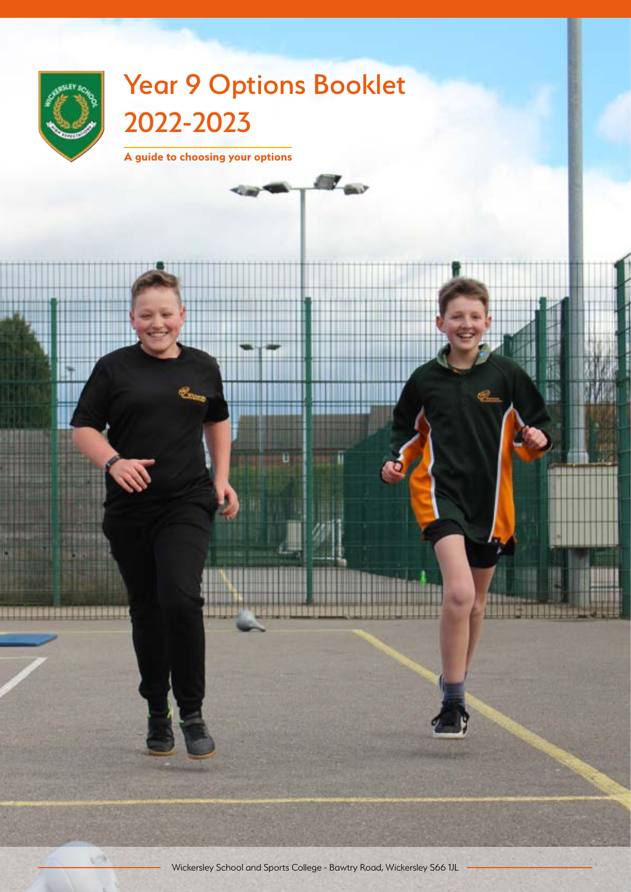# Year 9 Options Booklet 2022-2023

**A guide to choosing your options**

Wickersley School and Sports College - Bawtry Road, Wickersley S66 1JL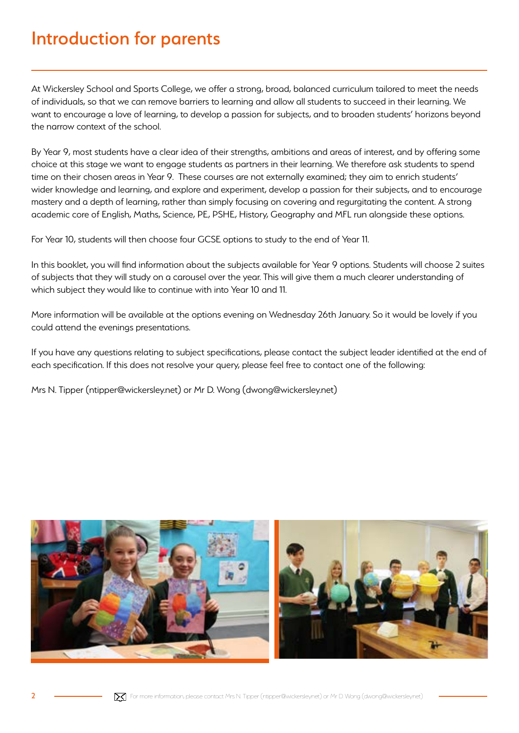# Introduction for parents

At Wickersley School and Sports College, we offer a strong, broad, balanced curriculum tailored to meet the needs of individuals, so that we can remove barriers to learning and allow all students to succeed in their learning. We want to encourage a love of learning, to develop a passion for subjects, and to broaden students' horizons beyond the narrow context of the school.

By Year 9, most students have a clear idea of their strengths, ambitions and areas of interest, and by offering some choice at this stage we want to engage students as partners in their learning. We therefore ask students to spend time on their chosen areas in Year 9. These courses are not externally examined; they aim to enrich students' wider knowledge and learning, and explore and experiment, develop a passion for their subjects, and to encourage mastery and a depth of learning, rather than simply focusing on covering and regurgitating the content. A strong academic core of English, Maths, Science, PE, PSHE, History, Geography and MFL run alongside these options.

For Year 10, students will then choose four GCSE options to study to the end of Year 11.

In this booklet, you will find information about the subjects available for Year 9 options. Students will choose 2 suites of subjects that they will study on a carousel over the year. This will give them a much clearer understanding of which subject they would like to continue with into Year 10 and 11.

More information will be available at the options evening on Wednesday 26th January. So it would be lovely if you could attend the evenings presentations.

If you have any questions relating to subject specifications, please contact the subject leader identified at the end of each specification. If this does not resolve your query, please feel free to contact one of the following:

Mrs N. Tipper (ntipper@wickersley.net) or Mr D. Wong (dwong@wickersley.net)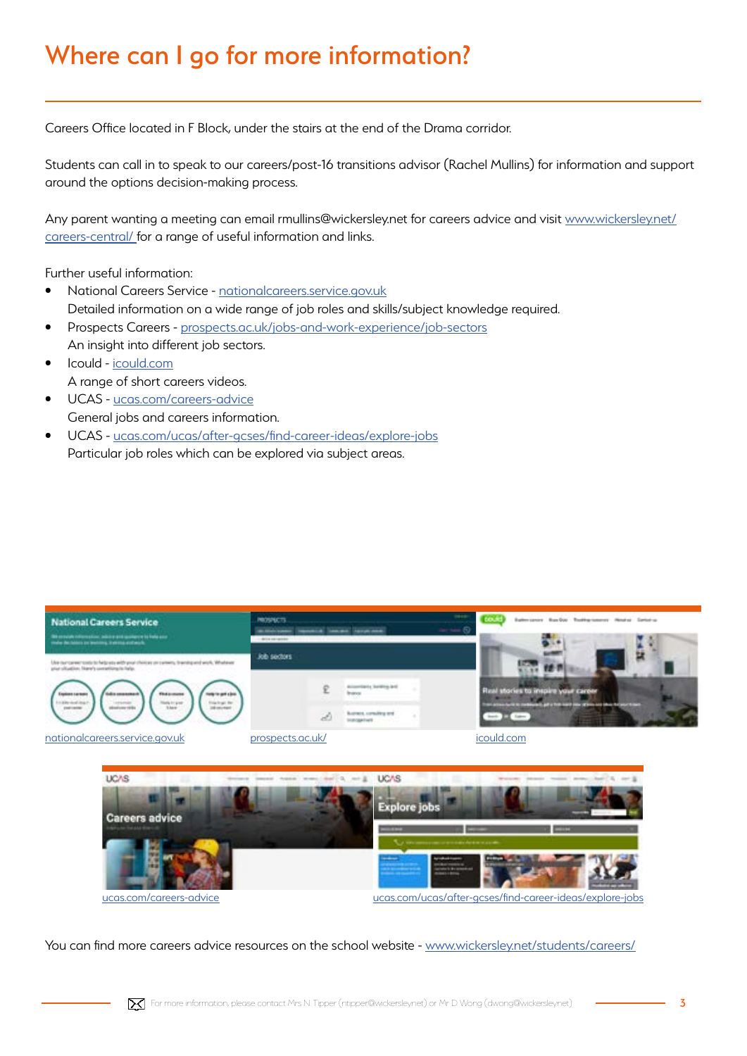# Where can I go for more information?

Careers Office located in F Block, under the stairs at the end of the Drama corridor.

Students can call in to speak to our careers/post-16 transitions advisor (Rachel Mullins) for information and support around the options decision-making process.

Any parent wanting a meeting can email rmullins@wickersley.net for careers advice and visit www.wickersley.net/careers-central/ for a range of useful information and links.

Further useful information:

- National Careers Service - nationalcareers.service.gov.uk
  Detailed information on a wide range of job roles and skills/subject knowledge required.
- Prospects Careers - prospects.ac.uk/jobs-and-work-experience/job-sectors
  An insight into different job sectors.
- Icould - icould.com
  A range of short careers videos.
- UCAS - ucas.com/careers-advice
  General jobs and careers information.
- UCAS - ucas.com/ucas/after-gcses/find-career-ideas/explore-jobs
  Particular job roles which can be explored via subject areas.

nationalcareers.service.gov.uk

prospects.ac.uk/

icould.com

ucas.com/careers-advice

ucas.com/ucas/after-gcses/find-career-ideas/explore-jobs

You can find more careers advice resources on the school website - www.wickersley.net/students/careers/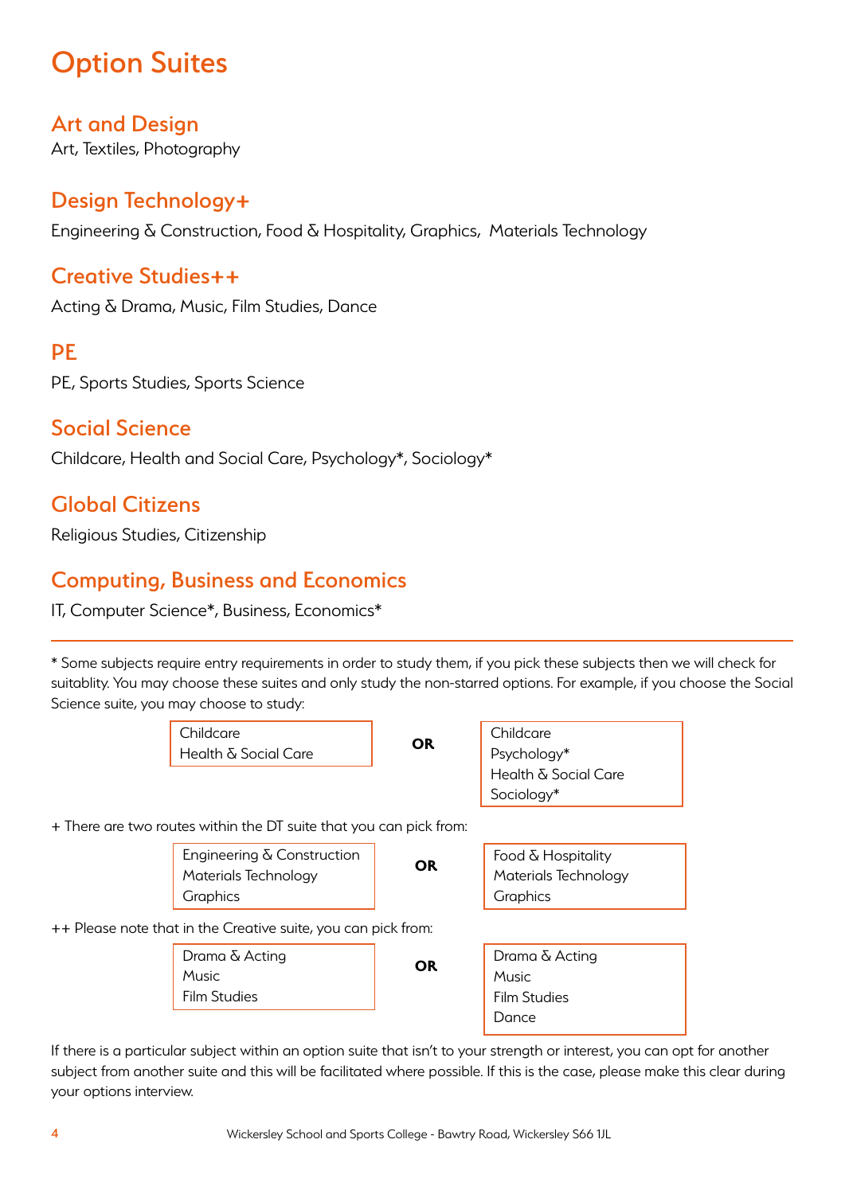# Option Suites

## Art and Design

Art, Textiles, Photography

## Design Technology+

Engineering & Construction, Food & Hospitality, Graphics, Materials Technology

## Creative Studies++

Acting & Drama, Music, Film Studies, Dance

## PE

PE, Sports Studies, Sports Science

## Social Science

Childcare, Health and Social Care, Psychology*, Sociology*

## Global Citizens

Religious Studies, Citizenship

## Computing, Business and Economics

IT, Computer Science*, Business, Economics*

---

* Some subjects require entry requirements in order to study them, if you pick these subjects then we will check for suitablity. You may choose these suites and only study the non-starred options. For example, if you choose the Social Science suite, you may choose to study:

| | | |
|---|---|---|
| Childcare<br>Health & Social Care | **OR** | Childcare<br>Psychology*<br>Health & Social Care<br>Sociology* |

+ There are two routes within the DT suite that you can pick from:

| | | |
|---|---|---|
| Engineering & Construction<br>Materials Technology<br>Graphics | **OR** | Food & Hospitality<br>Materials Technology<br>Graphics |

++ Please note that in the Creative suite, you can pick from:

| | | |
|---|---|---|
| Drama & Acting<br>Music<br>Film Studies | **OR** | Drama & Acting<br>Music<br>Film Studies<br>Dance |

If there is a particular subject within an option suite that isn't to your strength or interest, you can opt for another subject from another suite and this will be facilitated where possible. If this is the case, please make this clear during your options interview.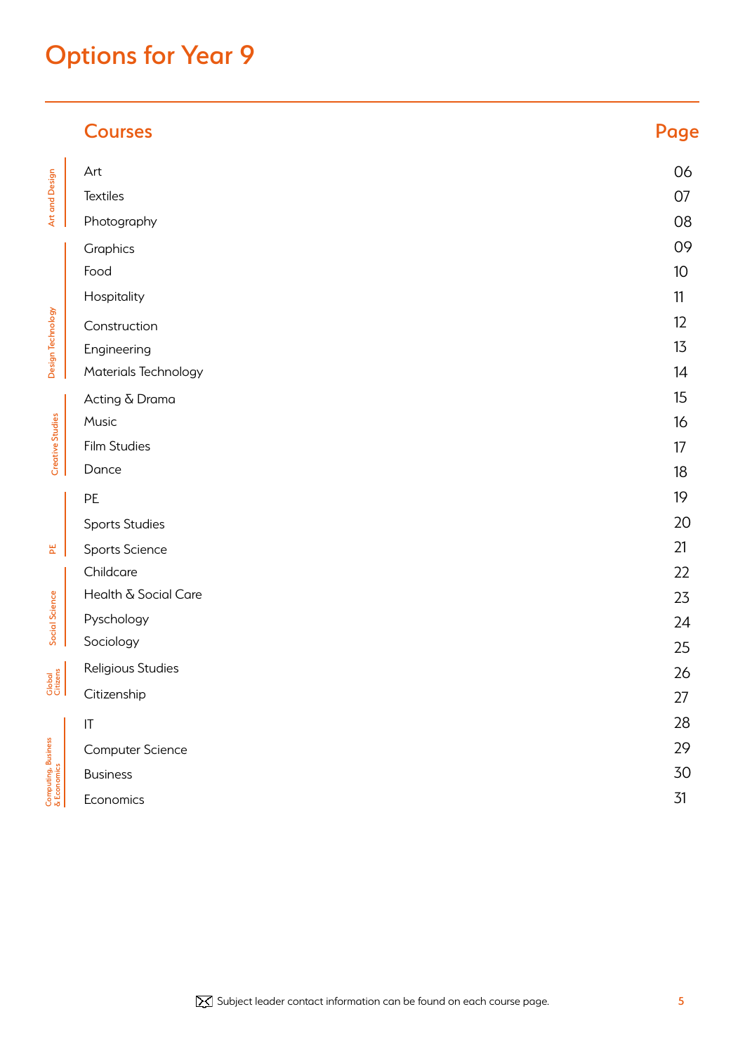# Options for Year 9

| Category | Courses | Page |
| --- | --- | --- |
| Art and Design | Art | 06 |
| | Textiles | 07 |
| | Photography | 08 |
| Design Technology | Graphics | 09 |
| | Food | 10 |
| | Hospitality | 11 |
| | Construction | 12 |
| | Engineering | 13 |
| | Materials Technology | 14 |
| Creative Studies | Acting & Drama | 15 |
| | Music | 16 |
| | Film Studies | 17 |
| | Dance | 18 |
| PE | PE | 19 |
| | Sports Studies | 20 |
| | Sports Science | 21 |
| Social Science | Childcare | 22 |
| | Health & Social Care | 23 |
| | Pyschology | 24 |
| | Sociology | 25 |
| Global Citizens | Religious Studies | 26 |
| | Citizenship | 27 |
| Computing, Business & Economics | IT | 28 |
| | Computer Science | 29 |
| | Business | 30 |
| | Economics | 31 |

Subject leader contact information can be found on each course page.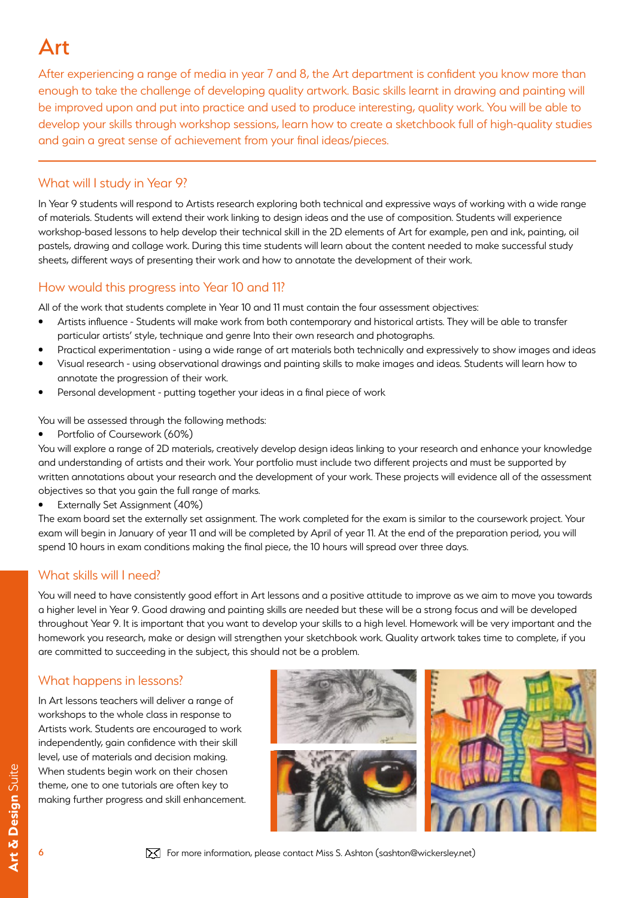# Art

After experiencing a range of media in year 7 and 8, the Art department is confident you know more than enough to take the challenge of developing quality artwork. Basic skills learnt in drawing and painting will be improved upon and put into practice and used to produce interesting, quality work. You will be able to develop your skills through workshop sessions, learn how to create a sketchbook full of high-quality studies and gain a great sense of achievement from your final ideas/pieces.

## What will I study in Year 9?

In Year 9 students will respond to Artists research exploring both technical and expressive ways of working with a wide range of materials. Students will extend their work linking to design ideas and the use of composition. Students will experience workshop-based lessons to help develop their technical skill in the 2D elements of Art for example, pen and ink, painting, oil pastels, drawing and collage work. During this time students will learn about the content needed to make successful study sheets, different ways of presenting their work and how to annotate the development of their work.

## How would this progress into Year 10 and 11?

All of the work that students complete in Year 10 and 11 must contain the four assessment objectives:

- Artists influence - Students will make work from both contemporary and historical artists. They will be able to transfer particular artists' style, technique and genre Into their own research and photographs.
- Practical experimentation - using a wide range of art materials both technically and expressively to show images and ideas
- Visual research - using observational drawings and painting skills to make images and ideas. Students will learn how to annotate the progression of their work.
- Personal development - putting together your ideas in a final piece of work

You will be assessed through the following methods:

- Portfolio of Coursework (60%)

You will explore a range of 2D materials, creatively develop design ideas linking to your research and enhance your knowledge and understanding of artists and their work. Your portfolio must include two different projects and must be supported by written annotations about your research and the development of your work. These projects will evidence all of the assessment objectives so that you gain the full range of marks.

- Externally Set Assignment (40%)

The exam board set the externally set assignment. The work completed for the exam is similar to the coursework project. Your exam will begin in January of year 11 and will be completed by April of year 11. At the end of the preparation period, you will spend 10 hours in exam conditions making the final piece, the 10 hours will spread over three days.

## What skills will I need?

You will need to have consistently good effort in Art lessons and a positive attitude to improve as we aim to move you towards a higher level in Year 9. Good drawing and painting skills are needed but these will be a strong focus and will be developed throughout Year 9. It is important that you want to develop your skills to a high level. Homework will be very important and the homework you research, make or design will strengthen your sketchbook work. Quality artwork takes time to complete, if you are committed to succeeding in the subject, this should not be a problem.

## What happens in lessons?

In Art lessons teachers will deliver a range of workshops to the whole class in response to Artists work. Students are encouraged to work independently, gain confidence with their skill level, use of materials and decision making. When students begin work on their chosen theme, one to one tutorials are often key to making further progress and skill enhancement.

For more information, please contact Miss S. Ashton (sashton@wickersley.net)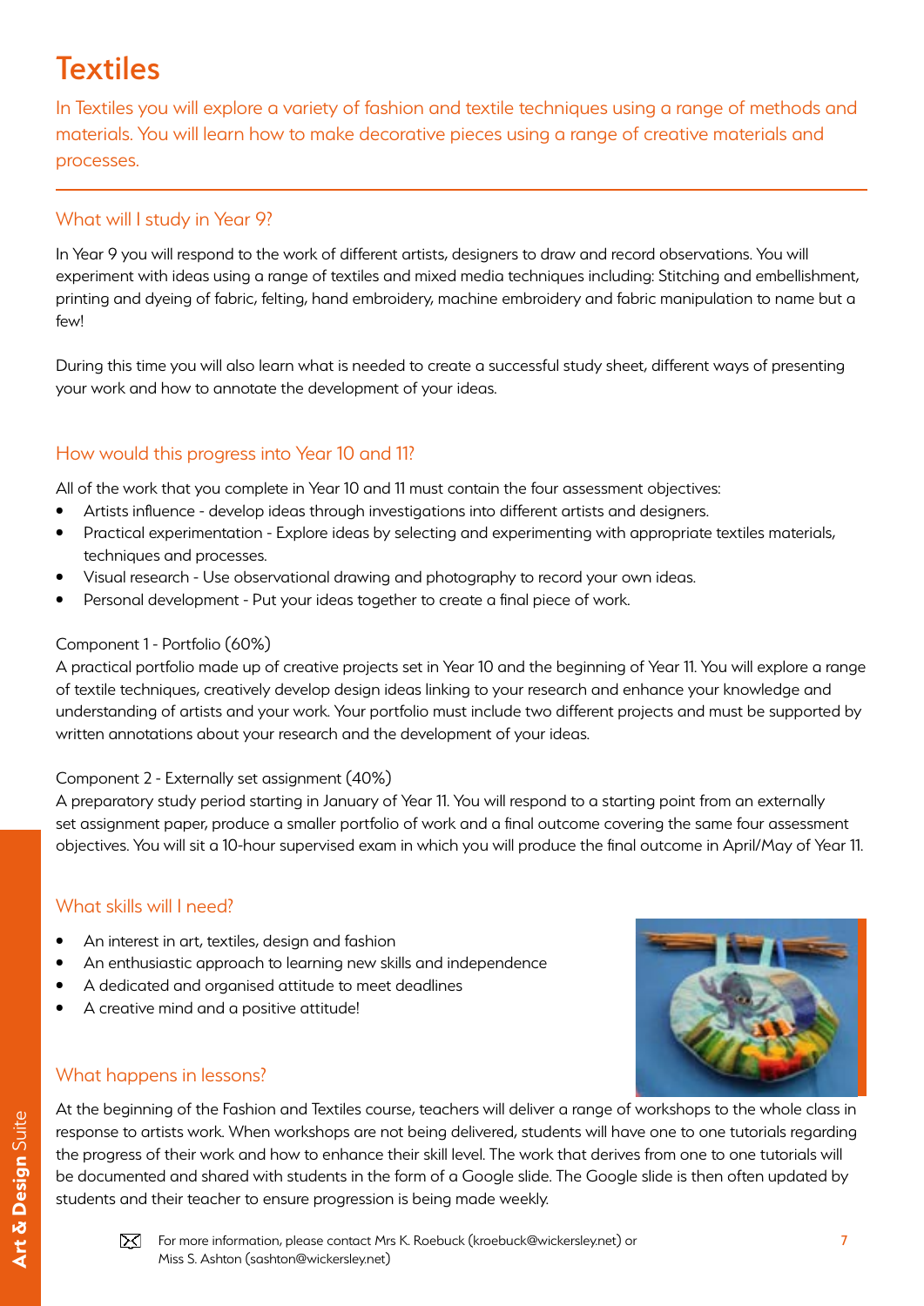# Textiles

In Textiles you will explore a variety of fashion and textile techniques using a range of methods and materials. You will learn how to make decorative pieces using a range of creative materials and processes.

## What will I study in Year 9?

In Year 9 you will respond to the work of different artists, designers to draw and record observations. You will experiment with ideas using a range of textiles and mixed media techniques including: Stitching and embellishment, printing and dyeing of fabric, felting, hand embroidery, machine embroidery and fabric manipulation to name but a few!

During this time you will also learn what is needed to create a successful study sheet, different ways of presenting your work and how to annotate the development of your ideas.

## How would this progress into Year 10 and 11?

All of the work that you complete in Year 10 and 11 must contain the four assessment objectives:

- Artists influence - develop ideas through investigations into different artists and designers.
- Practical experimentation - Explore ideas by selecting and experimenting with appropriate textiles materials, techniques and processes.
- Visual research - Use observational drawing and photography to record your own ideas.
- Personal development - Put your ideas together to create a final piece of work.

Component 1 - Portfolio (60%)
A practical portfolio made up of creative projects set in Year 10 and the beginning of Year 11. You will explore a range of textile techniques, creatively develop design ideas linking to your research and enhance your knowledge and understanding of artists and your work. Your portfolio must include two different projects and must be supported by written annotations about your research and the development of your ideas.

Component 2 - Externally set assignment (40%)
A preparatory study period starting in January of Year 11. You will respond to a starting point from an externally set assignment paper, produce a smaller portfolio of work and a final outcome covering the same four assessment objectives. You will sit a 10-hour supervised exam in which you will produce the final outcome in April/May of Year 11.

## What skills will I need?

- An interest in art, textiles, design and fashion
- An enthusiastic approach to learning new skills and independence
- A dedicated and organised attitude to meet deadlines
- A creative mind and a positive attitude!

## What happens in lessons?

At the beginning of the Fashion and Textiles course, teachers will deliver a range of workshops to the whole class in response to artists work. When workshops are not being delivered, students will have one to one tutorials regarding the progress of their work and how to enhance their skill level. The work that derives from one to one tutorials will be documented and shared with students in the form of a Google slide. The Google slide is then often updated by students and their teacher to ensure progression is being made weekly.

For more information, please contact Mrs K. Roebuck (kroebuck@wickersley.net) or Miss S. Ashton (sashton@wickersley.net)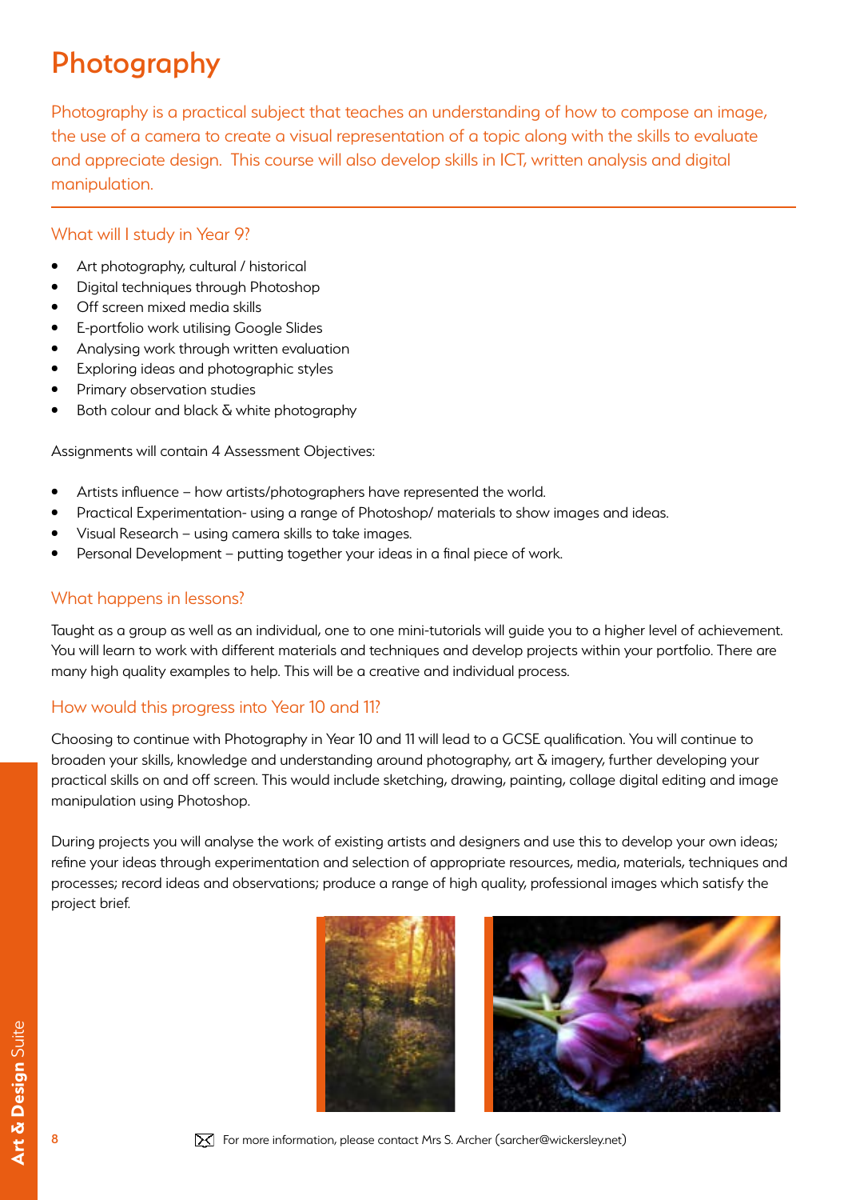# Photography

Photography is a practical subject that teaches an understanding of how to compose an image, the use of a camera to create a visual representation of a topic along with the skills to evaluate and appreciate design. This course will also develop skills in ICT, written analysis and digital manipulation.

## What will I study in Year 9?

- Art photography, cultural / historical
- Digital techniques through Photoshop
- Off screen mixed media skills
- E-portfolio work utilising Google Slides
- Analysing work through written evaluation
- Exploring ideas and photographic styles
- Primary observation studies
- Both colour and black & white photography

Assignments will contain 4 Assessment Objectives:

- Artists influence – how artists/photographers have represented the world.
- Practical Experimentation- using a range of Photoshop/ materials to show images and ideas.
- Visual Research – using camera skills to take images.
- Personal Development – putting together your ideas in a final piece of work.

## What happens in lessons?

Taught as a group as well as an individual, one to one mini-tutorials will guide you to a higher level of achievement. You will learn to work with different materials and techniques and develop projects within your portfolio. There are many high quality examples to help. This will be a creative and individual process.

## How would this progress into Year 10 and 11?

Choosing to continue with Photography in Year 10 and 11 will lead to a GCSE qualification. You will continue to broaden your skills, knowledge and understanding around photography, art & imagery, further developing your practical skills on and off screen. This would include sketching, drawing, painting, collage digital editing and image manipulation using Photoshop.

During projects you will analyse the work of existing artists and designers and use this to develop your own ideas; refine your ideas through experimentation and selection of appropriate resources, media, materials, techniques and processes; record ideas and observations; produce a range of high quality, professional images which satisfy the project brief.

For more information, please contact Mrs S. Archer (sarcher@wickersley.net)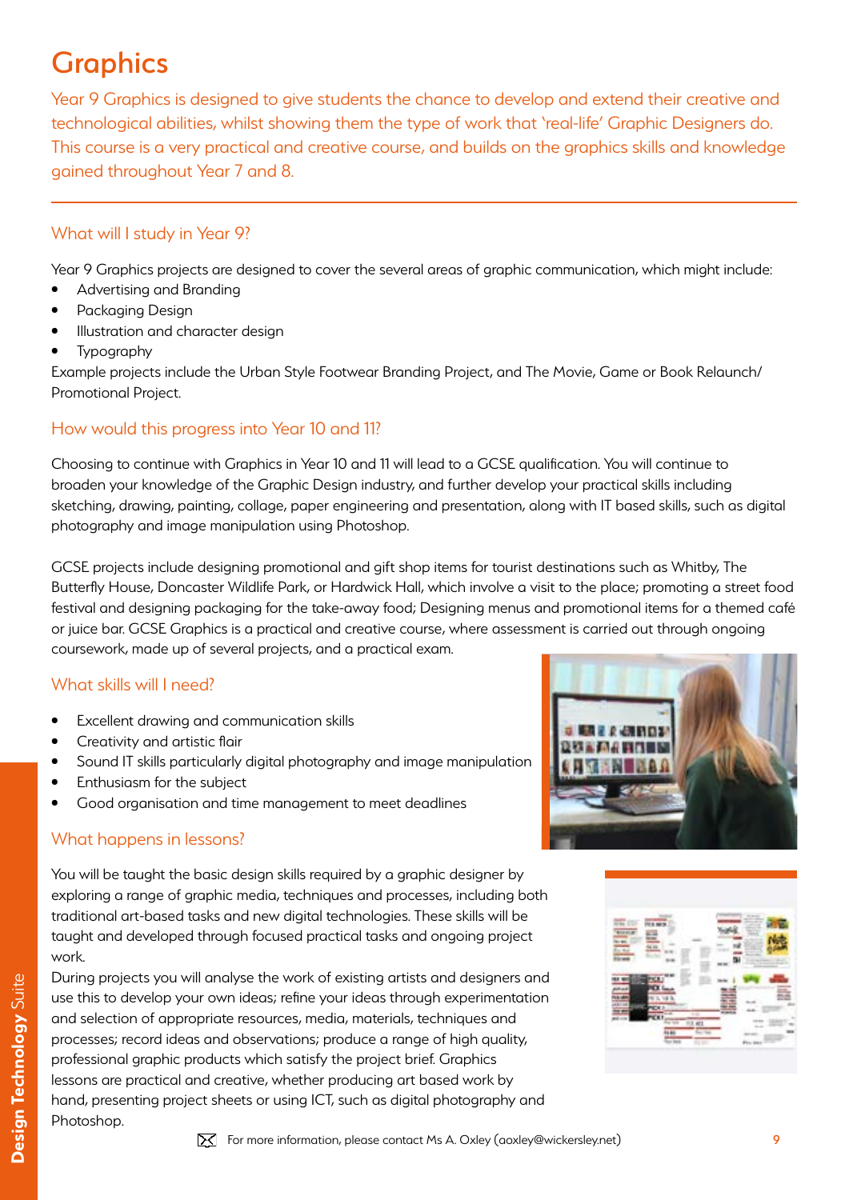# Graphics

Year 9 Graphics is designed to give students the chance to develop and extend their creative and technological abilities, whilst showing them the type of work that 'real-life' Graphic Designers do. This course is a very practical and creative course, and builds on the graphics skills and knowledge gained throughout Year 7 and 8.

## What will I study in Year 9?

Year 9 Graphics projects are designed to cover the several areas of graphic communication, which might include:

- Advertising and Branding
- Packaging Design
- Illustration and character design
- Typography

Example projects include the Urban Style Footwear Branding Project, and The Movie, Game or Book Relaunch/ Promotional Project.

## How would this progress into Year 10 and 11?

Choosing to continue with Graphics in Year 10 and 11 will lead to a GCSE qualification. You will continue to broaden your knowledge of the Graphic Design industry, and further develop your practical skills including sketching, drawing, painting, collage, paper engineering and presentation, along with IT based skills, such as digital photography and image manipulation using Photoshop.

GCSE projects include designing promotional and gift shop items for tourist destinations such as Whitby, The Butterfly House, Doncaster Wildlife Park, or Hardwick Hall, which involve a visit to the place; promoting a street food festival and designing packaging for the take-away food; Designing menus and promotional items for a themed café or juice bar. GCSE Graphics is a practical and creative course, where assessment is carried out through ongoing coursework, made up of several projects, and a practical exam.

## What skills will I need?

- Excellent drawing and communication skills
- Creativity and artistic flair
- Sound IT skills particularly digital photography and image manipulation
- Enthusiasm for the subject
- Good organisation and time management to meet deadlines

## What happens in lessons?

You will be taught the basic design skills required by a graphic designer by exploring a range of graphic media, techniques and processes, including both traditional art-based tasks and new digital technologies. These skills will be taught and developed through focused practical tasks and ongoing project work.

During projects you will analyse the work of existing artists and designers and use this to develop your own ideas; refine your ideas through experimentation and selection of appropriate resources, media, materials, techniques and processes; record ideas and observations; produce a range of high quality, professional graphic products which satisfy the project brief. Graphics lessons are practical and creative, whether producing art based work by hand, presenting project sheets or using ICT, such as digital photography and Photoshop.

For more information, please contact Ms A. Oxley (aoxley@wickersley.net)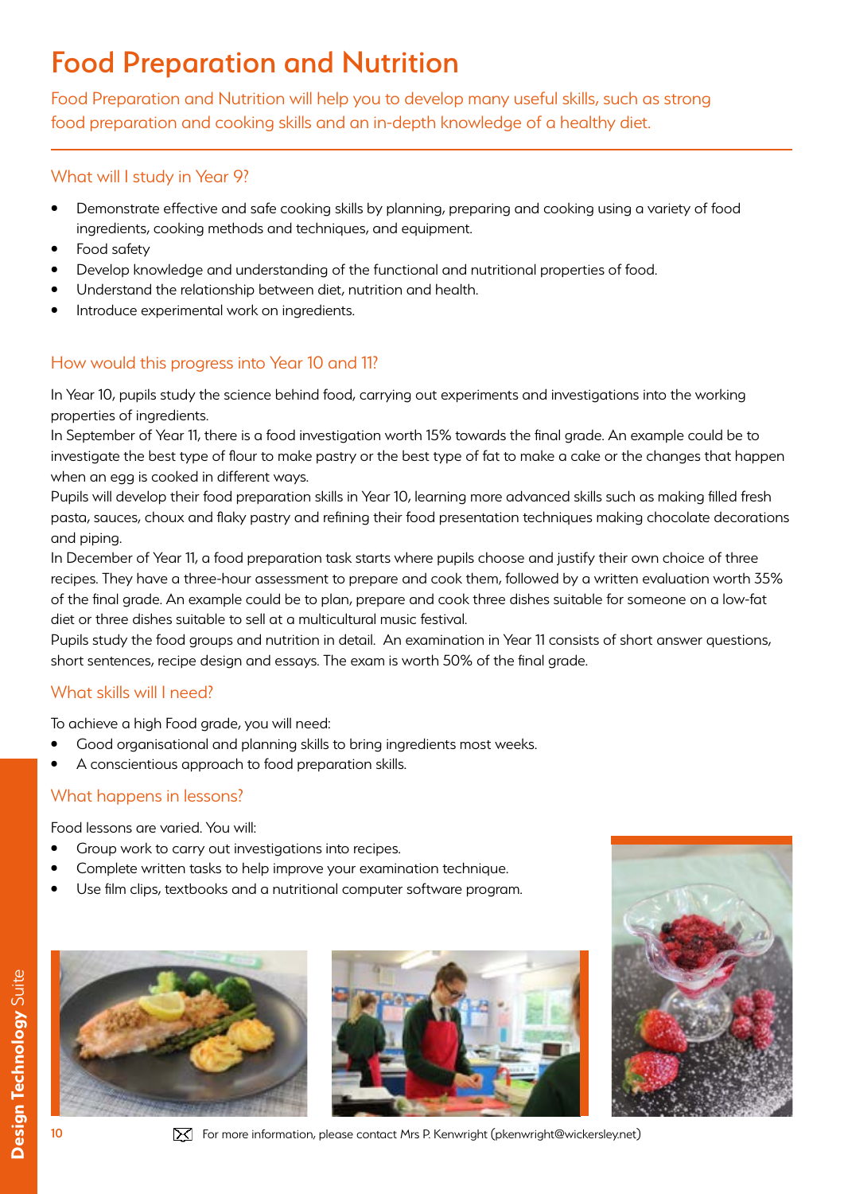# Food Preparation and Nutrition

Food Preparation and Nutrition will help you to develop many useful skills, such as strong food preparation and cooking skills and an in-depth knowledge of a healthy diet.

## What will I study in Year 9?

- Demonstrate effective and safe cooking skills by planning, preparing and cooking using a variety of food ingredients, cooking methods and techniques, and equipment.
- Food safety
- Develop knowledge and understanding of the functional and nutritional properties of food.
- Understand the relationship between diet, nutrition and health.
- Introduce experimental work on ingredients.

## How would this progress into Year 10 and 11?

In Year 10, pupils study the science behind food, carrying out experiments and investigations into the working properties of ingredients.

In September of Year 11, there is a food investigation worth 15% towards the final grade. An example could be to investigate the best type of flour to make pastry or the best type of fat to make a cake or the changes that happen when an egg is cooked in different ways.

Pupils will develop their food preparation skills in Year 10, learning more advanced skills such as making filled fresh pasta, sauces, choux and flaky pastry and refining their food presentation techniques making chocolate decorations and piping.

In December of Year 11, a food preparation task starts where pupils choose and justify their own choice of three recipes. They have a three-hour assessment to prepare and cook them, followed by a written evaluation worth 35% of the final grade. An example could be to plan, prepare and cook three dishes suitable for someone on a low-fat diet or three dishes suitable to sell at a multicultural music festival.

Pupils study the food groups and nutrition in detail. An examination in Year 11 consists of short answer questions, short sentences, recipe design and essays. The exam is worth 50% of the final grade.

## What skills will I need?

To achieve a high Food grade, you will need:

- Good organisational and planning skills to bring ingredients most weeks.
- A conscientious approach to food preparation skills.

## What happens in lessons?

Food lessons are varied. You will:

- Group work to carry out investigations into recipes.
- Complete written tasks to help improve your examination technique.
- Use film clips, textbooks and a nutritional computer software program.

For more information, please contact Mrs P. Kenwright (pkenwright@wickersley.net)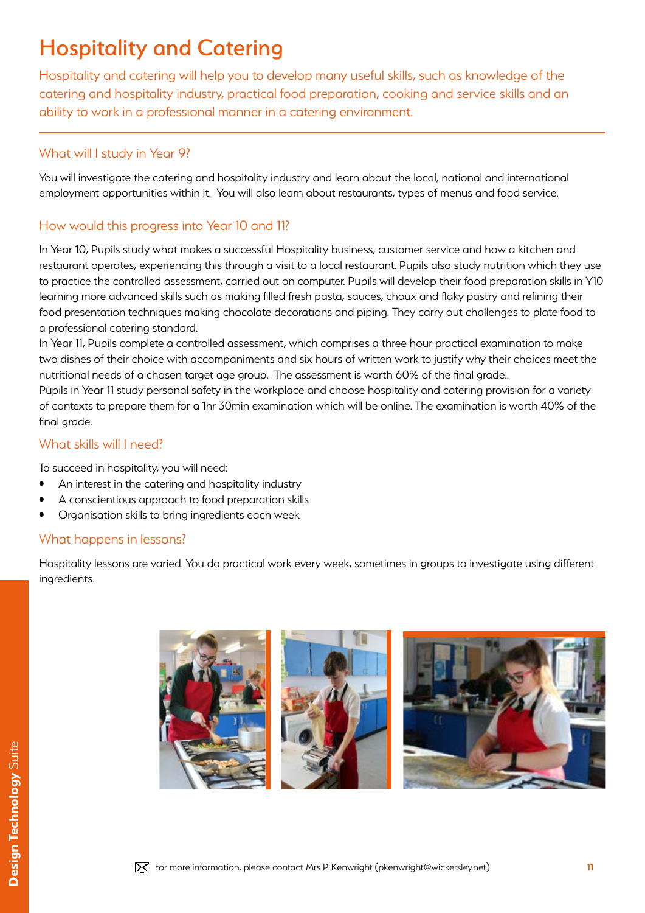# Hospitality and Catering

Hospitality and catering will help you to develop many useful skills, such as knowledge of the catering and hospitality industry, practical food preparation, cooking and service skills and an ability to work in a professional manner in a catering environment.

## What will I study in Year 9?

You will investigate the catering and hospitality industry and learn about the local, national and international employment opportunities within it. You will also learn about restaurants, types of menus and food service.

## How would this progress into Year 10 and 11?

In Year 10, Pupils study what makes a successful Hospitality business, customer service and how a kitchen and restaurant operates, experiencing this through a visit to a local restaurant. Pupils also study nutrition which they use to practice the controlled assessment, carried out on computer. Pupils will develop their food preparation skills in Y10 learning more advanced skills such as making filled fresh pasta, sauces, choux and flaky pastry and refining their food presentation techniques making chocolate decorations and piping. They carry out challenges to plate food to a professional catering standard.

In Year 11, Pupils complete a controlled assessment, which comprises a three hour practical examination to make two dishes of their choice with accompaniments and six hours of written work to justify why their choices meet the nutritional needs of a chosen target age group. The assessment is worth 60% of the final grade..

Pupils in Year 11 study personal safety in the workplace and choose hospitality and catering provision for a variety of contexts to prepare them for a 1hr 30min examination which will be online. The examination is worth 40% of the final grade.

## What skills will I need?

To succeed in hospitality, you will need:

- An interest in the catering and hospitality industry
- A conscientious approach to food preparation skills
- Organisation skills to bring ingredients each week

## What happens in lessons?

Hospitality lessons are varied. You do practical work every week, sometimes in groups to investigate using different ingredients.

For more information, please contact Mrs P. Kenwright (pkenwright@wickersley.net)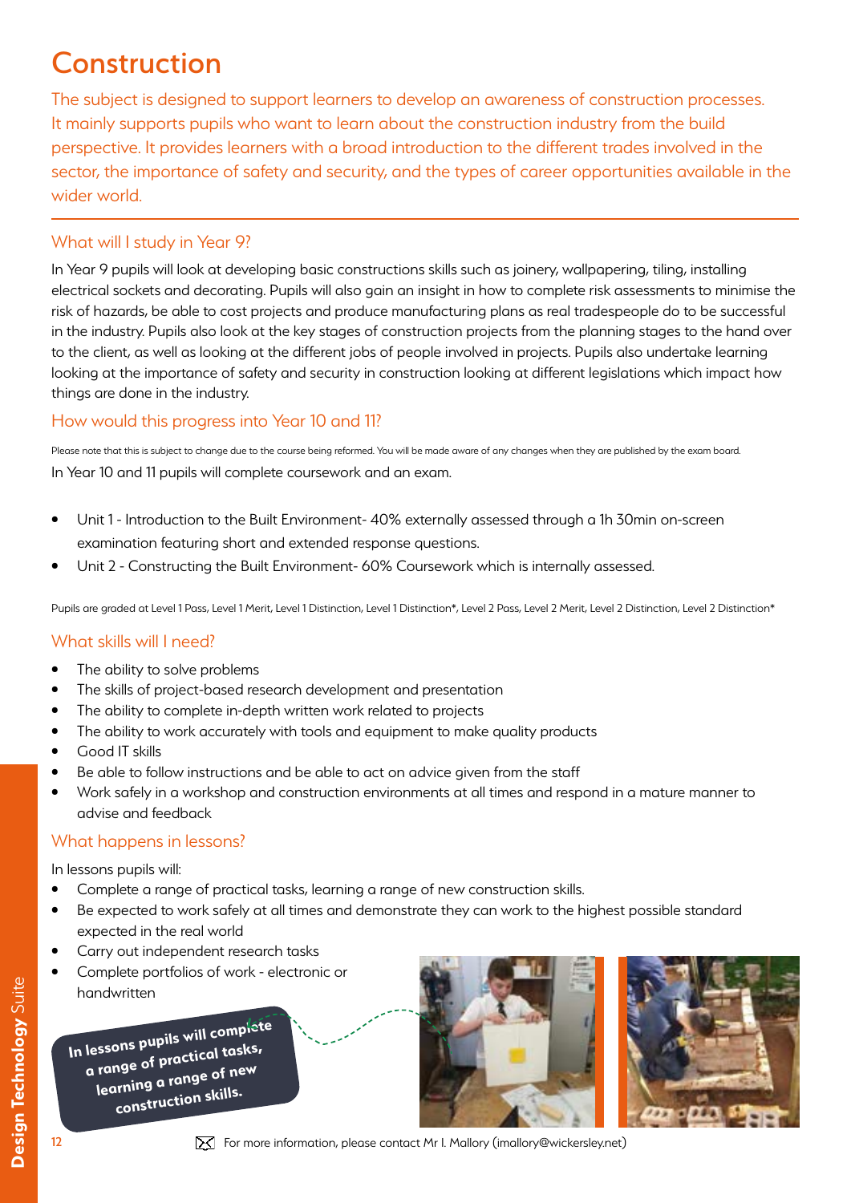# Construction

The subject is designed to support learners to develop an awareness of construction processes. It mainly supports pupils who want to learn about the construction industry from the build perspective. It provides learners with a broad introduction to the different trades involved in the sector, the importance of safety and security, and the types of career opportunities available in the wider world.

## What will I study in Year 9?

In Year 9 pupils will look at developing basic constructions skills such as joinery, wallpapering, tiling, installing electrical sockets and decorating. Pupils will also gain an insight in how to complete risk assessments to minimise the risk of hazards, be able to cost projects and produce manufacturing plans as real tradespeople do to be successful in the industry. Pupils also look at the key stages of construction projects from the planning stages to the hand over to the client, as well as looking at the different jobs of people involved in projects. Pupils also undertake learning looking at the importance of safety and security in construction looking at different legislations which impact how things are done in the industry.

## How would this progress into Year 10 and 11?

Please note that this is subject to change due to the course being reformed. You will be made aware of any changes when they are published by the exam board.

In Year 10 and 11 pupils will complete coursework and an exam.

- Unit 1 - Introduction to the Built Environment- 40% externally assessed through a 1h 30min on-screen examination featuring short and extended response questions.
- Unit 2 - Constructing the Built Environment- 60% Coursework which is internally assessed.

Pupils are graded at Level 1 Pass, Level 1 Merit, Level 1 Distinction, Level 1 Distinction*, Level 2 Pass, Level 2 Merit, Level 2 Distinction, Level 2 Distinction*

## What skills will I need?

- The ability to solve problems
- The skills of project-based research development and presentation
- The ability to complete in-depth written work related to projects
- The ability to work accurately with tools and equipment to make quality products
- Good IT skills
- Be able to follow instructions and be able to act on advice given from the staff
- Work safely in a workshop and construction environments at all times and respond in a mature manner to advise and feedback

## What happens in lessons?

In lessons pupils will:

- Complete a range of practical tasks, learning a range of new construction skills.
- Be expected to work safely at all times and demonstrate they can work to the highest possible standard expected in the real world
- Carry out independent research tasks
- Complete portfolios of work - electronic or handwritten

**In lessons pupils will complete a range of practical tasks, learning a range of new construction skills.**

For more information, please contact Mr I. Mallory (imallory@wickersley.net)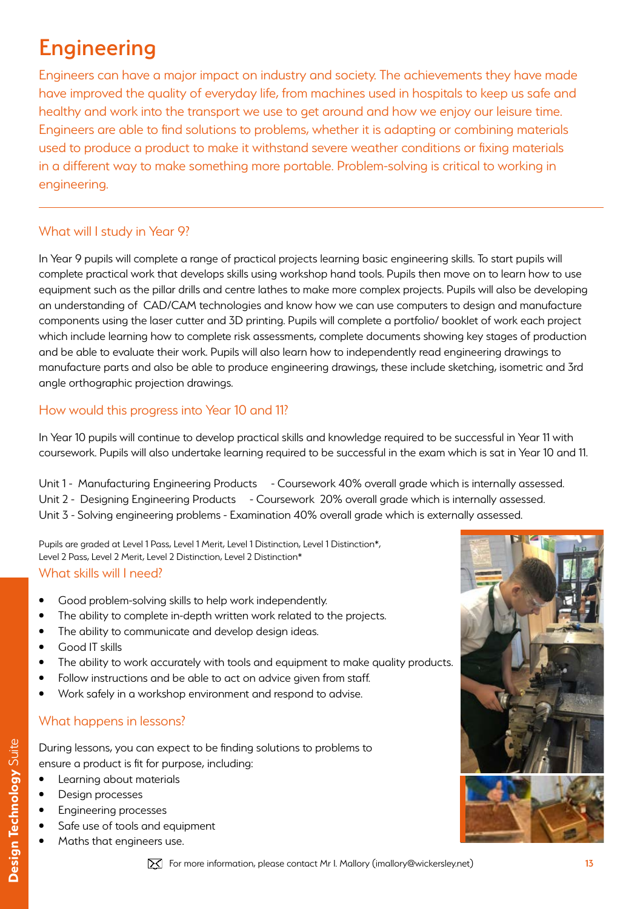# Engineering

Engineers can have a major impact on industry and society. The achievements they have made have improved the quality of everyday life, from machines used in hospitals to keep us safe and healthy and work into the transport we use to get around and how we enjoy our leisure time. Engineers are able to find solutions to problems, whether it is adapting or combining materials used to produce a product to make it withstand severe weather conditions or fixing materials in a different way to make something more portable. Problem-solving is critical to working in engineering.

## What will I study in Year 9?

In Year 9 pupils will complete a range of practical projects learning basic engineering skills. To start pupils will complete practical work that develops skills using workshop hand tools. Pupils then move on to learn how to use equipment such as the pillar drills and centre lathes to make more complex projects. Pupils will also be developing an understanding of CAD/CAM technologies and know how we can use computers to design and manufacture components using the laser cutter and 3D printing. Pupils will complete a portfolio/ booklet of work each project which include learning how to complete risk assessments, complete documents showing key stages of production and be able to evaluate their work. Pupils will also learn how to independently read engineering drawings to manufacture parts and also be able to produce engineering drawings, these include sketching, isometric and 3rd angle orthographic projection drawings.

## How would this progress into Year 10 and 11?

In Year 10 pupils will continue to develop practical skills and knowledge required to be successful in Year 11 with coursework. Pupils will also undertake learning required to be successful in the exam which is sat in Year 10 and 11.

Unit 1 - Manufacturing Engineering Products - Coursework 40% overall grade which is internally assessed.
Unit 2 - Designing Engineering Products - Coursework 20% overall grade which is internally assessed.
Unit 3 - Solving engineering problems - Examination 40% overall grade which is externally assessed.

Pupils are graded at Level 1 Pass, Level 1 Merit, Level 1 Distinction, Level 1 Distinction*, Level 2 Pass, Level 2 Merit, Level 2 Distinction, Level 2 Distinction*

## What skills will I need?

- Good problem-solving skills to help work independently.
- The ability to complete in-depth written work related to the projects.
- The ability to communicate and develop design ideas.
- Good IT skills
- The ability to work accurately with tools and equipment to make quality products.
- Follow instructions and be able to act on advice given from staff.
- Work safely in a workshop environment and respond to advise.

## What happens in lessons?

During lessons, you can expect to be finding solutions to problems to ensure a product is fit for purpose, including:

- Learning about materials
- Design processes
- Engineering processes
- Safe use of tools and equipment
- Maths that engineers use.

For more information, please contact Mr I. Mallory (imallory@wickersley.net)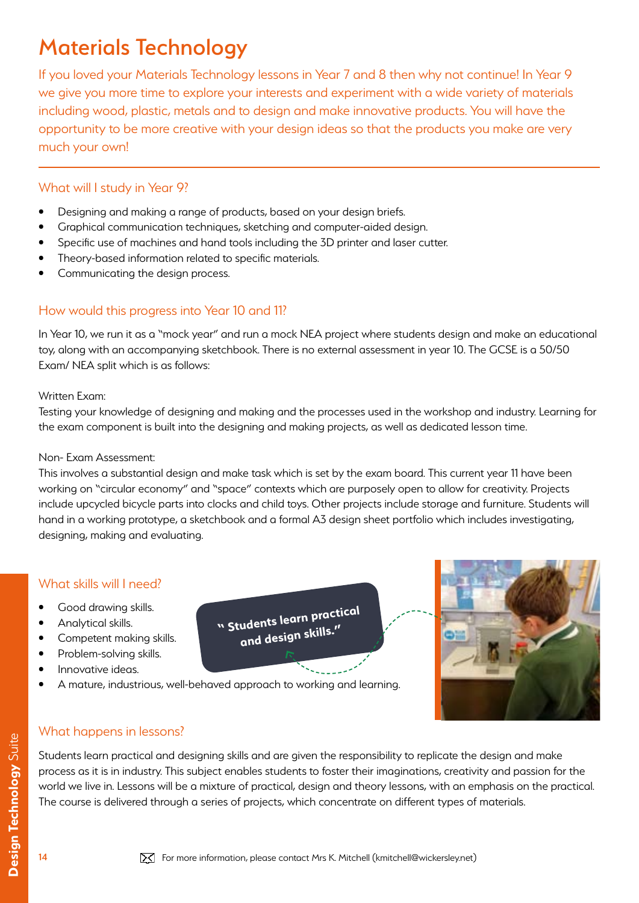# Materials Technology

If you loved your Materials Technology lessons in Year 7 and 8 then why not continue! In Year 9 we give you more time to explore your interests and experiment with a wide variety of materials including wood, plastic, metals and to design and make innovative products. You will have the opportunity to be more creative with your design ideas so that the products you make are very much your own!

## What will I study in Year 9?

- Designing and making a range of products, based on your design briefs.
- Graphical communication techniques, sketching and computer-aided design.
- Specific use of machines and hand tools including the 3D printer and laser cutter.
- Theory-based information related to specific materials.
- Communicating the design process.

## How would this progress into Year 10 and 11?

In Year 10, we run it as a "mock year" and run a mock NEA project where students design and make an educational toy, along with an accompanying sketchbook. There is no external assessment in year 10. The GCSE is a 50/50 Exam/ NEA split which is as follows:

Written Exam:
Testing your knowledge of designing and making and the processes used in the workshop and industry. Learning for the exam component is built into the designing and making projects, as well as dedicated lesson time.

Non- Exam Assessment:
This involves a substantial design and make task which is set by the exam board. This current year 11 have been working on "circular economy" and "space" contexts which are purposely open to allow for creativity. Projects include upcycled bicycle parts into clocks and child toys. Other projects include storage and furniture. Students will hand in a working prototype, a sketchbook and a formal A3 design sheet portfolio which includes investigating, designing, making and evaluating.

## What skills will I need?

- Good drawing skills.
- Analytical skills.
- Competent making skills.
- Problem-solving skills.
- Innovative ideas.
- A mature, industrious, well-behaved approach to working and learning.

**" Students learn practical and design skills."**

## What happens in lessons?

Students learn practical and designing skills and are given the responsibility to replicate the design and make process as it is in industry. This subject enables students to foster their imaginations, creativity and passion for the world we live in. Lessons will be a mixture of practical, design and theory lessons, with an emphasis on the practical. The course is delivered through a series of projects, which concentrate on different types of materials.

For more information, please contact Mrs K. Mitchell (kmitchell@wickersley.net)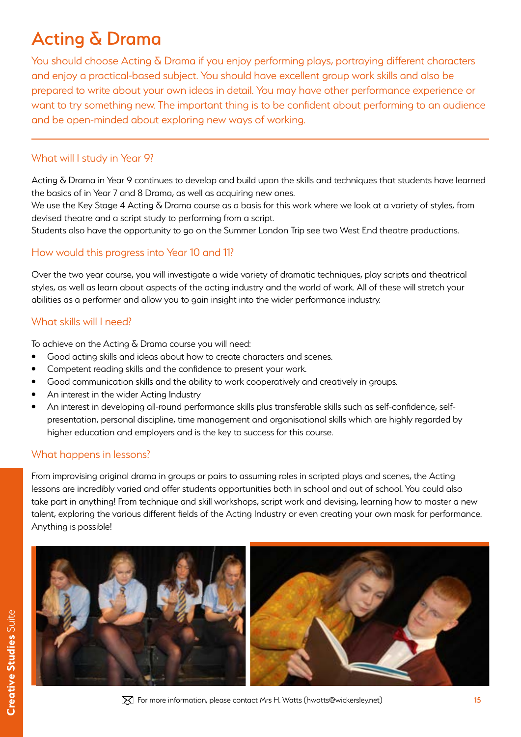# Acting & Drama

You should choose Acting & Drama if you enjoy performing plays, portraying different characters and enjoy a practical-based subject. You should have excellent group work skills and also be prepared to write about your own ideas in detail. You may have other performance experience or want to try something new. The important thing is to be confident about performing to an audience and be open-minded about exploring new ways of working.

## What will I study in Year 9?

Acting & Drama in Year 9 continues to develop and build upon the skills and techniques that students have learned the basics of in Year 7 and 8 Drama, as well as acquiring new ones.

We use the Key Stage 4 Acting & Drama course as a basis for this work where we look at a variety of styles, from devised theatre and a script study to performing from a script.

Students also have the opportunity to go on the Summer London Trip see two West End theatre productions.

## How would this progress into Year 10 and 11?

Over the two year course, you will investigate a wide variety of dramatic techniques, play scripts and theatrical styles, as well as learn about aspects of the acting industry and the world of work. All of these will stretch your abilities as a performer and allow you to gain insight into the wider performance industry.

## What skills will I need?

To achieve on the Acting & Drama course you will need:

- Good acting skills and ideas about how to create characters and scenes.
- Competent reading skills and the confidence to present your work.
- Good communication skills and the ability to work cooperatively and creatively in groups.
- An interest in the wider Acting Industry
- An interest in developing all-round performance skills plus transferable skills such as self-confidence, self-presentation, personal discipline, time management and organisational skills which are highly regarded by higher education and employers and is the key to success for this course.

## What happens in lessons?

From improvising original drama in groups or pairs to assuming roles in scripted plays and scenes, the Acting lessons are incredibly varied and offer students opportunities both in school and out of school. You could also take part in anything! From technique and skill workshops, script work and devising, learning how to master a new talent, exploring the various different fields of the Acting Industry or even creating your own mask for performance. Anything is possible!

For more information, please contact Mrs H. Watts (hwatts@wickersley.net)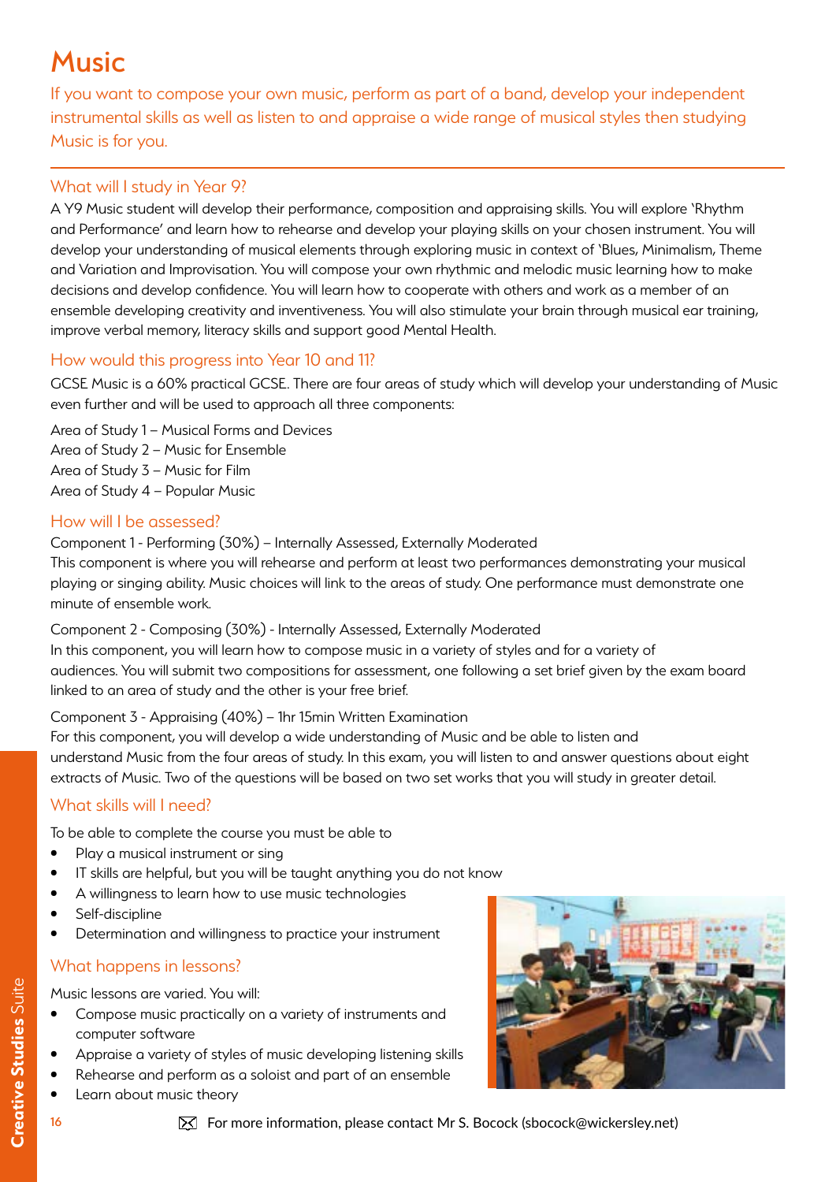# Music

If you want to compose your own music, perform as part of a band, develop your independent instrumental skills as well as listen to and appraise a wide range of musical styles then studying Music is for you.

## What will I study in Year 9?

A Y9 Music student will develop their performance, composition and appraising skills. You will explore 'Rhythm and Performance' and learn how to rehearse and develop your playing skills on your chosen instrument. You will develop your understanding of musical elements through exploring music in context of 'Blues, Minimalism, Theme and Variation and Improvisation. You will compose your own rhythmic and melodic music learning how to make decisions and develop confidence. You will learn how to cooperate with others and work as a member of an ensemble developing creativity and inventiveness. You will also stimulate your brain through musical ear training, improve verbal memory, literacy skills and support good Mental Health.

## How would this progress into Year 10 and 11?

GCSE Music is a 60% practical GCSE. There are four areas of study which will develop your understanding of Music even further and will be used to approach all three components:

Area of Study 1 – Musical Forms and Devices
Area of Study 2 – Music for Ensemble
Area of Study 3 – Music for Film
Area of Study 4 – Popular Music

## How will I be assessed?

Component 1 - Performing (30%) – Internally Assessed, Externally Moderated
This component is where you will rehearse and perform at least two performances demonstrating your musical playing or singing ability. Music choices will link to the areas of study. One performance must demonstrate one minute of ensemble work.

Component 2 - Composing (30%) - Internally Assessed, Externally Moderated
In this component, you will learn how to compose music in a variety of styles and for a variety of audiences. You will submit two compositions for assessment, one following a set brief given by the exam board linked to an area of study and the other is your free brief.

Component 3 - Appraising (40%) – 1hr 15min Written Examination
For this component, you will develop a wide understanding of Music and be able to listen and understand Music from the four areas of study. In this exam, you will listen to and answer questions about eight extracts of Music. Two of the questions will be based on two set works that you will study in greater detail.

## What skills will I need?

To be able to complete the course you must be able to

- Play a musical instrument or sing
- IT skills are helpful, but you will be taught anything you do not know
- A willingness to learn how to use music technologies
- Self-discipline
- Determination and willingness to practice your instrument

## What happens in lessons?

Music lessons are varied. You will:

- Compose music practically on a variety of instruments and computer software
- Appraise a variety of styles of music developing listening skills
- Rehearse and perform as a soloist and part of an ensemble
- Learn about music theory

For more information, please contact Mr S. Bocock (sbocock@wickersley.net)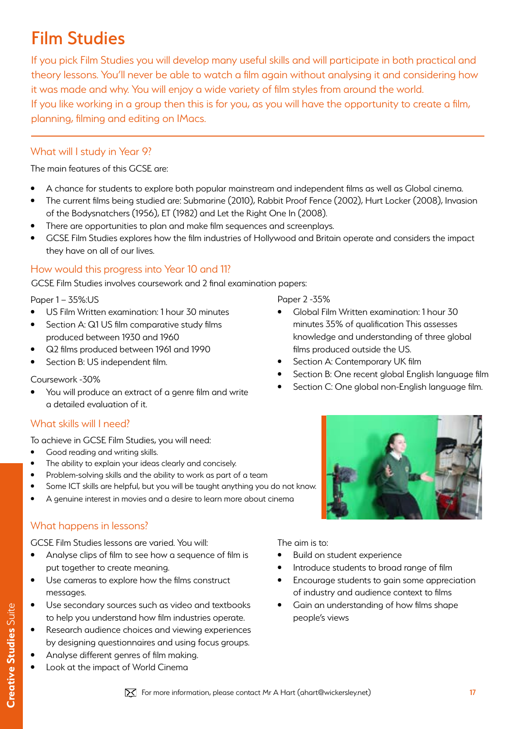# Film Studies

If you pick Film Studies you will develop many useful skills and will participate in both practical and theory lessons. You'll never be able to watch a film again without analysing it and considering how it was made and why. You will enjoy a wide variety of film styles from around the world.
If you like working in a group then this is for you, as you will have the opportunity to create a film, planning, filming and editing on IMacs.

## What will I study in Year 9?

The main features of this GCSE are:

- A chance for students to explore both popular mainstream and independent films as well as Global cinema.
- The current films being studied are: Submarine (2010), Rabbit Proof Fence (2002), Hurt Locker (2008), Invasion of the Bodysnatchers (1956), ET (1982) and Let the Right One In (2008).
- There are opportunities to plan and make film sequences and screenplays.
- GCSE Film Studies explores how the film industries of Hollywood and Britain operate and considers the impact they have on all of our lives.

## How would this progress into Year 10 and 11?

GCSE Film Studies involves coursework and 2 final examination papers:

Paper 1 – 35%:US

- US Film Written examination: 1 hour 30 minutes
- Section A: Q1 US film comparative study films produced between 1930 and 1960
- Q2 films produced between 1961 and 1990
- Section B: US independent film.

Coursework -30%

- You will produce an extract of a genre film and write a detailed evaluation of it.

Paper 2 -35%

- Global Film Written examination: 1 hour 30 minutes 35% of qualification This assesses knowledge and understanding of three global films produced outside the US.
- Section A: Contemporary UK film
- Section B: One recent global English language film
- Section C: One global non-English language film.

## What skills will I need?

To achieve in GCSE Film Studies, you will need:

- Good reading and writing skills.
- The ability to explain your ideas clearly and concisely.
- Problem-solving skills and the ability to work as part of a team
- Some ICT skills are helpful, but you will be taught anything you do not know.
- A genuine interest in movies and a desire to learn more about cinema

## What happens in lessons?

GCSE Film Studies lessons are varied. You will:

- Analyse clips of film to see how a sequence of film is put together to create meaning.
- Use cameras to explore how the films construct messages.
- Use secondary sources such as video and textbooks to help you understand how film industries operate.
- Research audience choices and viewing experiences by designing questionnaires and using focus groups.
- Analyse different genres of film making.
- Look at the impact of World Cinema

The aim is to:

- Build on student experience
- Introduce students to broad range of film
- Encourage students to gain some appreciation of industry and audience context to films
- Gain an understanding of how films shape people's views

For more information, please contact Mr A Hart (ahart@wickersley.net)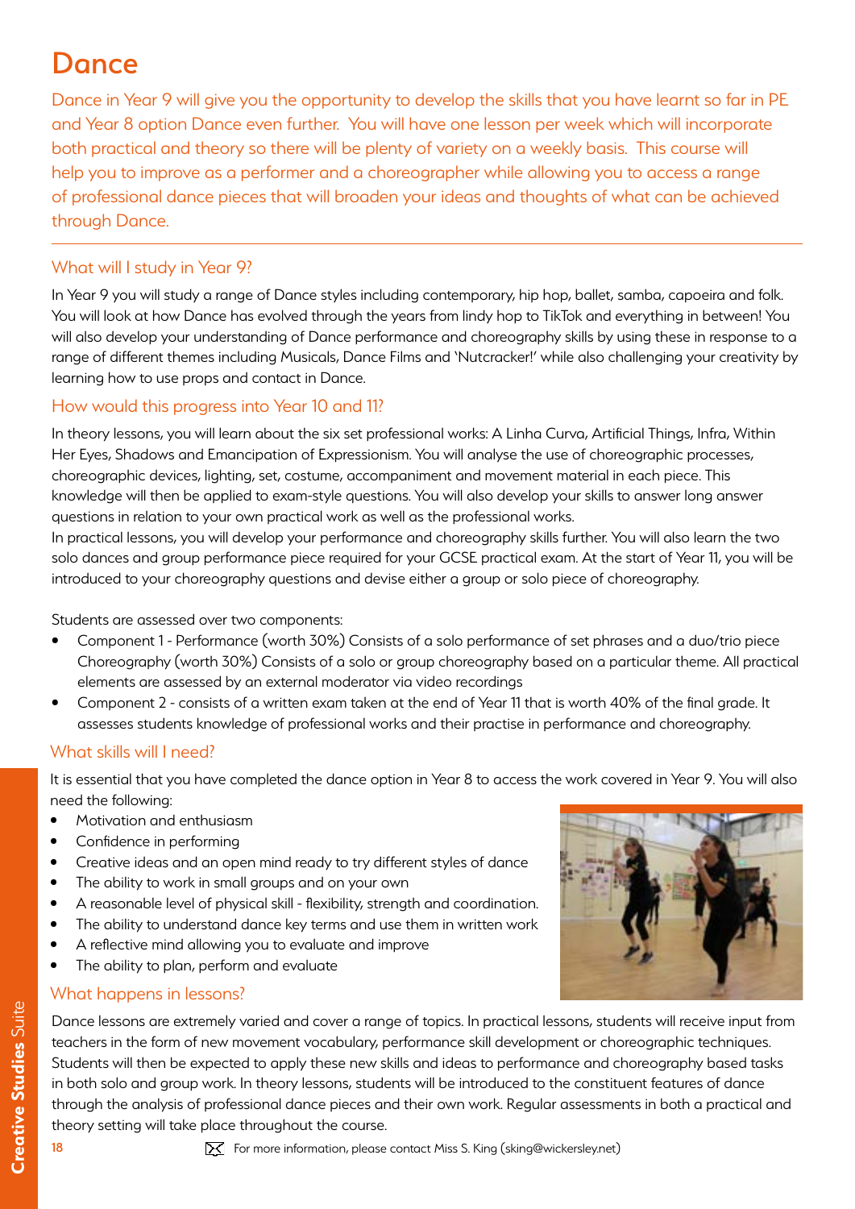# Dance

Dance in Year 9 will give you the opportunity to develop the skills that you have learnt so far in PE and Year 8 option Dance even further. You will have one lesson per week which will incorporate both practical and theory so there will be plenty of variety on a weekly basis. This course will help you to improve as a performer and a choreographer while allowing you to access a range of professional dance pieces that will broaden your ideas and thoughts of what can be achieved through Dance.

## What will I study in Year 9?

In Year 9 you will study a range of Dance styles including contemporary, hip hop, ballet, samba, capoeira and folk. You will look at how Dance has evolved through the years from lindy hop to TikTok and everything in between! You will also develop your understanding of Dance performance and choreography skills by using these in response to a range of different themes including Musicals, Dance Films and 'Nutcracker!' while also challenging your creativity by learning how to use props and contact in Dance.

## How would this progress into Year 10 and 11?

In theory lessons, you will learn about the six set professional works: A Linha Curva, Artificial Things, Infra, Within Her Eyes, Shadows and Emancipation of Expressionism. You will analyse the use of choreographic processes, choreographic devices, lighting, set, costume, accompaniment and movement material in each piece. This knowledge will then be applied to exam-style questions. You will also develop your skills to answer long answer questions in relation to your own practical work as well as the professional works.

In practical lessons, you will develop your performance and choreography skills further. You will also learn the two solo dances and group performance piece required for your GCSE practical exam. At the start of Year 11, you will be introduced to your choreography questions and devise either a group or solo piece of choreography.

Students are assessed over two components:

- Component 1 - Performance (worth 30%) Consists of a solo performance of set phrases and a duo/trio piece Choreography (worth 30%) Consists of a solo or group choreography based on a particular theme. All practical elements are assessed by an external moderator via video recordings
- Component 2 - consists of a written exam taken at the end of Year 11 that is worth 40% of the final grade. It assesses students knowledge of professional works and their practise in performance and choreography.

## What skills will I need?

It is essential that you have completed the dance option in Year 8 to access the work covered in Year 9. You will also need the following:

- Motivation and enthusiasm
- Confidence in performing
- Creative ideas and an open mind ready to try different styles of dance
- The ability to work in small groups and on your own
- A reasonable level of physical skill - flexibility, strength and coordination.
- The ability to understand dance key terms and use them in written work
- A reflective mind allowing you to evaluate and improve
- The ability to plan, perform and evaluate

## What happens in lessons?

Dance lessons are extremely varied and cover a range of topics. In practical lessons, students will receive input from teachers in the form of new movement vocabulary, performance skill development or choreographic techniques. Students will then be expected to apply these new skills and ideas to performance and choreography based tasks in both solo and group work. In theory lessons, students will be introduced to the constituent features of dance through the analysis of professional dance pieces and their own work. Regular assessments in both a practical and theory setting will take place throughout the course.

For more information, please contact Miss S. King (sking@wickersley.net)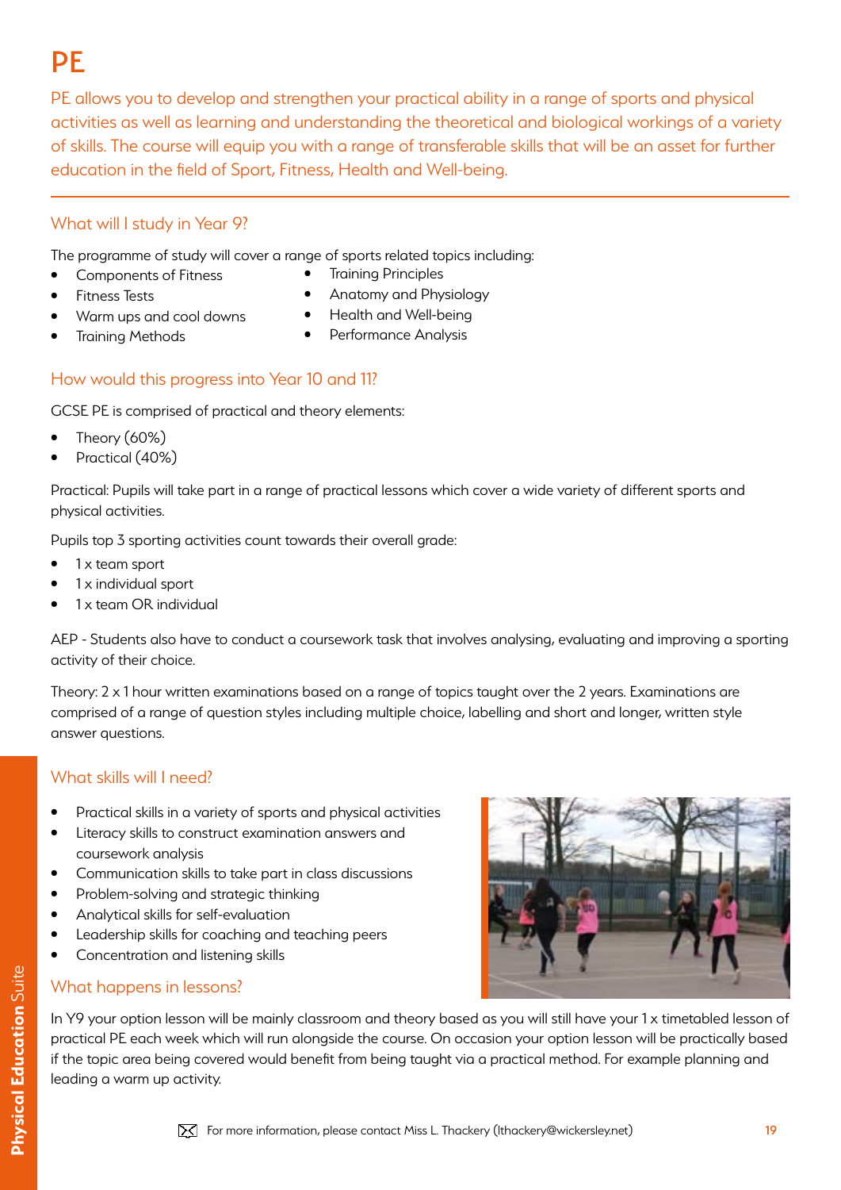# PE

PE allows you to develop and strengthen your practical ability in a range of sports and physical activities as well as learning and understanding the theoretical and biological workings of a variety of skills. The course will equip you with a range of transferable skills that will be an asset for further education in the field of Sport, Fitness, Health and Well-being.

## What will I study in Year 9?

The programme of study will cover a range of sports related topics including:

- Components of Fitness
- Fitness Tests
- Warm ups and cool downs
- Training Methods
- Training Principles
- Anatomy and Physiology
- Health and Well-being
- Performance Analysis

## How would this progress into Year 10 and 11?

GCSE PE is comprised of practical and theory elements:

- Theory (60%)
- Practical (40%)

Practical: Pupils will take part in a range of practical lessons which cover a wide variety of different sports and physical activities.

Pupils top 3 sporting activities count towards their overall grade:

- 1 x team sport
- 1 x individual sport
- 1 x team OR individual

AEP - Students also have to conduct a coursework task that involves analysing, evaluating and improving a sporting activity of their choice.

Theory: 2 x 1 hour written examinations based on a range of topics taught over the 2 years. Examinations are comprised of a range of question styles including multiple choice, labelling and short and longer, written style answer questions.

## What skills will I need?

- Practical skills in a variety of sports and physical activities
- Literacy skills to construct examination answers and coursework analysis
- Communication skills to take part in class discussions
- Problem-solving and strategic thinking
- Analytical skills for self-evaluation
- Leadership skills for coaching and teaching peers
- Concentration and listening skills

## What happens in lessons?

In Y9 your option lesson will be mainly classroom and theory based as you will still have your 1 x timetabled lesson of practical PE each week which will run alongside the course. On occasion your option lesson will be practically based if the topic area being covered would benefit from being taught via a practical method. For example planning and leading a warm up activity.

For more information, please contact Miss L. Thackery (lthackery@wickersley.net)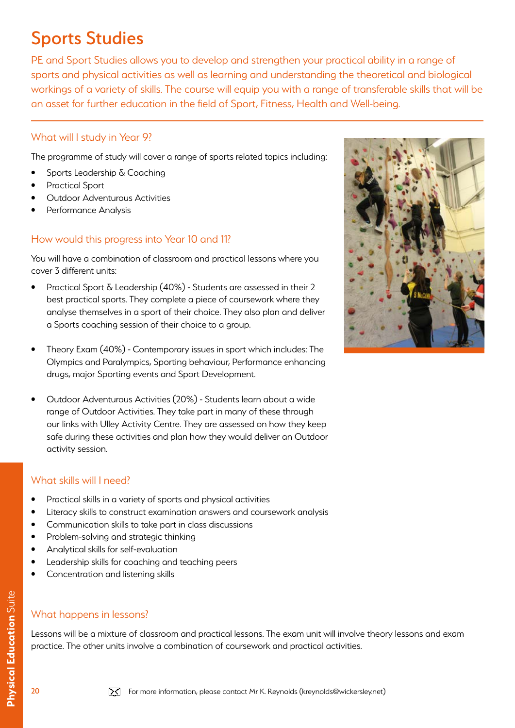# Sports Studies

PE and Sport Studies allows you to develop and strengthen your practical ability in a range of sports and physical activities as well as learning and understanding the theoretical and biological workings of a variety of skills. The course will equip you with a range of transferable skills that will be an asset for further education in the field of Sport, Fitness, Health and Well-being.

## What will I study in Year 9?

The programme of study will cover a range of sports related topics including:

- Sports Leadership & Coaching
- Practical Sport
- Outdoor Adventurous Activities
- Performance Analysis

## How would this progress into Year 10 and 11?

You will have a combination of classroom and practical lessons where you cover 3 different units:

- Practical Sport & Leadership (40%) - Students are assessed in their 2 best practical sports. They complete a piece of coursework where they analyse themselves in a sport of their choice. They also plan and deliver a Sports coaching session of their choice to a group.

- Theory Exam (40%) - Contemporary issues in sport which includes: The Olympics and Paralympics, Sporting behaviour, Performance enhancing drugs, major Sporting events and Sport Development.

- Outdoor Adventurous Activities (20%) - Students learn about a wide range of Outdoor Activities. They take part in many of these through our links with Ulley Activity Centre. They are assessed on how they keep safe during these activities and plan how they would deliver an Outdoor activity session.

## What skills will I need?

- Practical skills in a variety of sports and physical activities
- Literacy skills to construct examination answers and coursework analysis
- Communication skills to take part in class discussions
- Problem-solving and strategic thinking
- Analytical skills for self-evaluation
- Leadership skills for coaching and teaching peers
- Concentration and listening skills

## What happens in lessons?

Lessons will be a mixture of classroom and practical lessons. The exam unit will involve theory lessons and exam practice. The other units involve a combination of coursework and practical activities.

For more information, please contact Mr K. Reynolds (kreynolds@wickersley.net)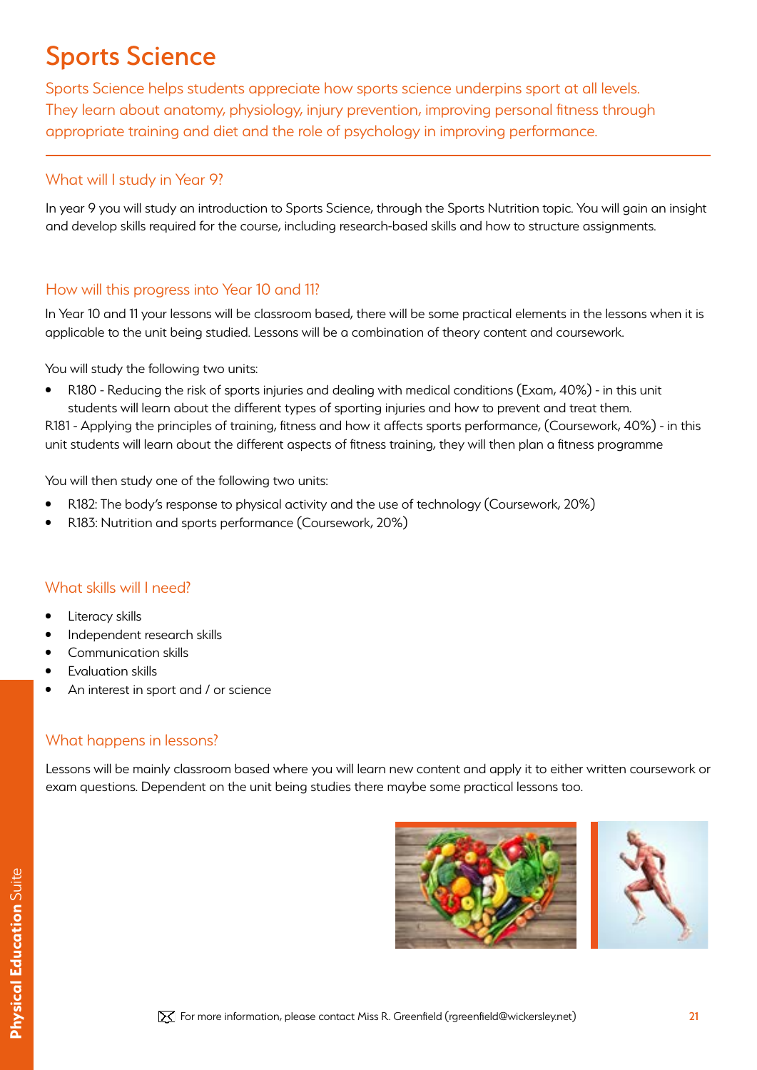# Sports Science

Sports Science helps students appreciate how sports science underpins sport at all levels. They learn about anatomy, physiology, injury prevention, improving personal fitness through appropriate training and diet and the role of psychology in improving performance.

## What will I study in Year 9?

In year 9 you will study an introduction to Sports Science, through the Sports Nutrition topic. You will gain an insight and develop skills required for the course, including research-based skills and how to structure assignments.

## How will this progress into Year 10 and 11?

In Year 10 and 11 your lessons will be classroom based, there will be some practical elements in the lessons when it is applicable to the unit being studied. Lessons will be a combination of theory content and coursework.

You will study the following two units:

- R180 - Reducing the risk of sports injuries and dealing with medical conditions (Exam, 40%) - in this unit students will learn about the different types of sporting injuries and how to prevent and treat them.

R181 - Applying the principles of training, fitness and how it affects sports performance, (Coursework, 40%) - in this unit students will learn about the different aspects of fitness training, they will then plan a fitness programme

You will then study one of the following two units:

- R182: The body's response to physical activity and the use of technology (Coursework, 20%)
- R183: Nutrition and sports performance (Coursework, 20%)

## What skills will I need?

- Literacy skills
- Independent research skills
- Communication skills
- Evaluation skills
- An interest in sport and / or science

## What happens in lessons?

Lessons will be mainly classroom based where you will learn new content and apply it to either written coursework or exam questions. Dependent on the unit being studies there maybe some practical lessons too.

For more information, please contact Miss R. Greenfield (rgreenfield@wickersley.net)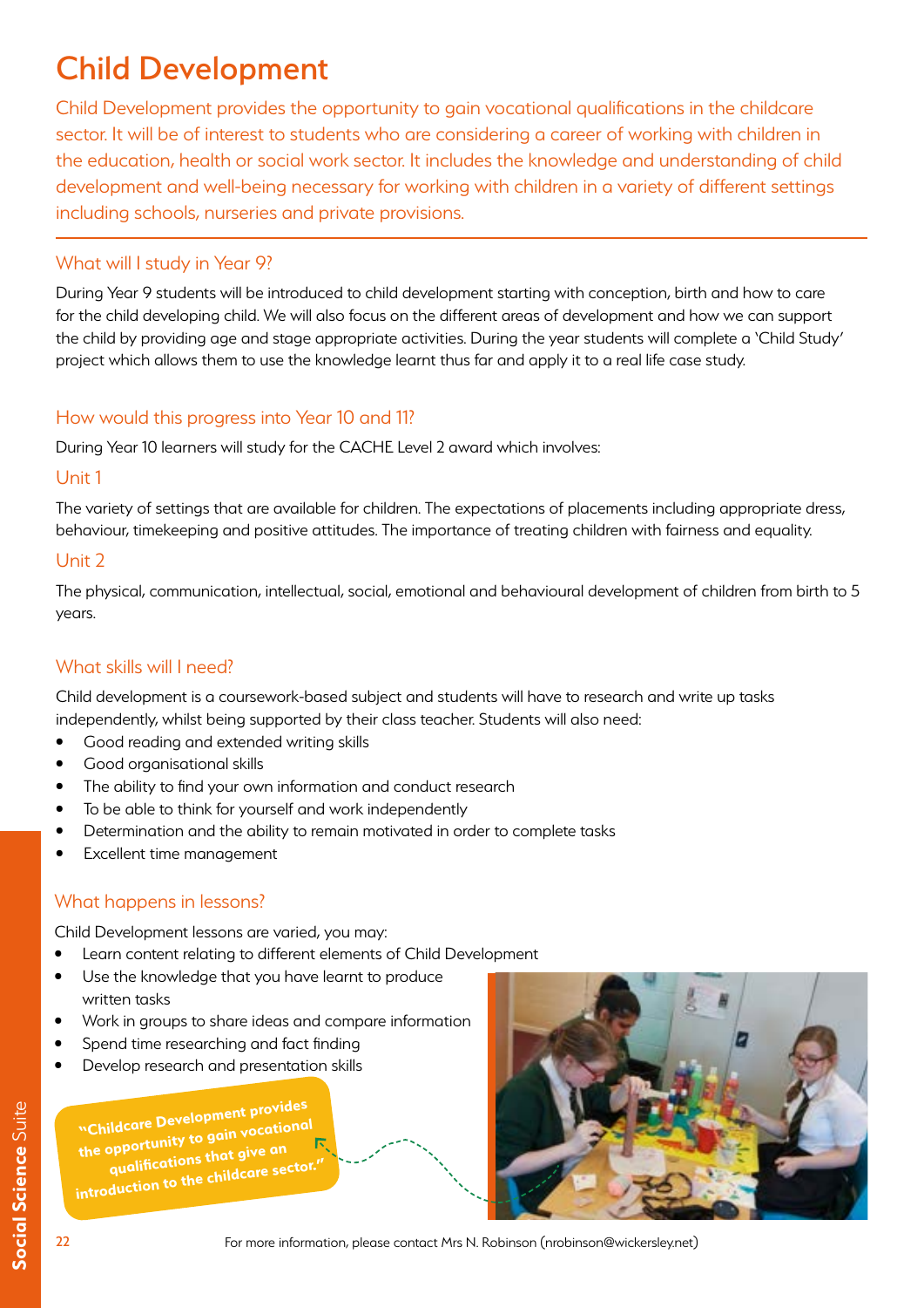# Child Development

Child Development provides the opportunity to gain vocational qualifications in the childcare sector. It will be of interest to students who are considering a career of working with children in the education, health or social work sector. It includes the knowledge and understanding of child development and well-being necessary for working with children in a variety of different settings including schools, nurseries and private provisions.

## What will I study in Year 9?

During Year 9 students will be introduced to child development starting with conception, birth and how to care for the child developing child. We will also focus on the different areas of development and how we can support the child by providing age and stage appropriate activities. During the year students will complete a 'Child Study' project which allows them to use the knowledge learnt thus far and apply it to a real life case study.

## How would this progress into Year 10 and 11?

During Year 10 learners will study for the CACHE Level 2 award which involves:

### Unit 1

The variety of settings that are available for children. The expectations of placements including appropriate dress, behaviour, timekeeping and positive attitudes. The importance of treating children with fairness and equality.

### Unit 2

The physical, communication, intellectual, social, emotional and behavioural development of children from birth to 5 years.

## What skills will I need?

Child development is a coursework-based subject and students will have to research and write up tasks independently, whilst being supported by their class teacher. Students will also need:

- Good reading and extended writing skills
- Good organisational skills
- The ability to find your own information and conduct research
- To be able to think for yourself and work independently
- Determination and the ability to remain motivated in order to complete tasks
- Excellent time management

## What happens in lessons?

Child Development lessons are varied, you may:

- Learn content relating to different elements of Child Development
- Use the knowledge that you have learnt to produce written tasks
- Work in groups to share ideas and compare information
- Spend time researching and fact finding
- Develop research and presentation skills

**"Childcare Development provides the opportunity to gain vocational qualifications that give an introduction to the childcare sector."**

For more information, please contact Mrs N. Robinson (nrobinson@wickersley.net)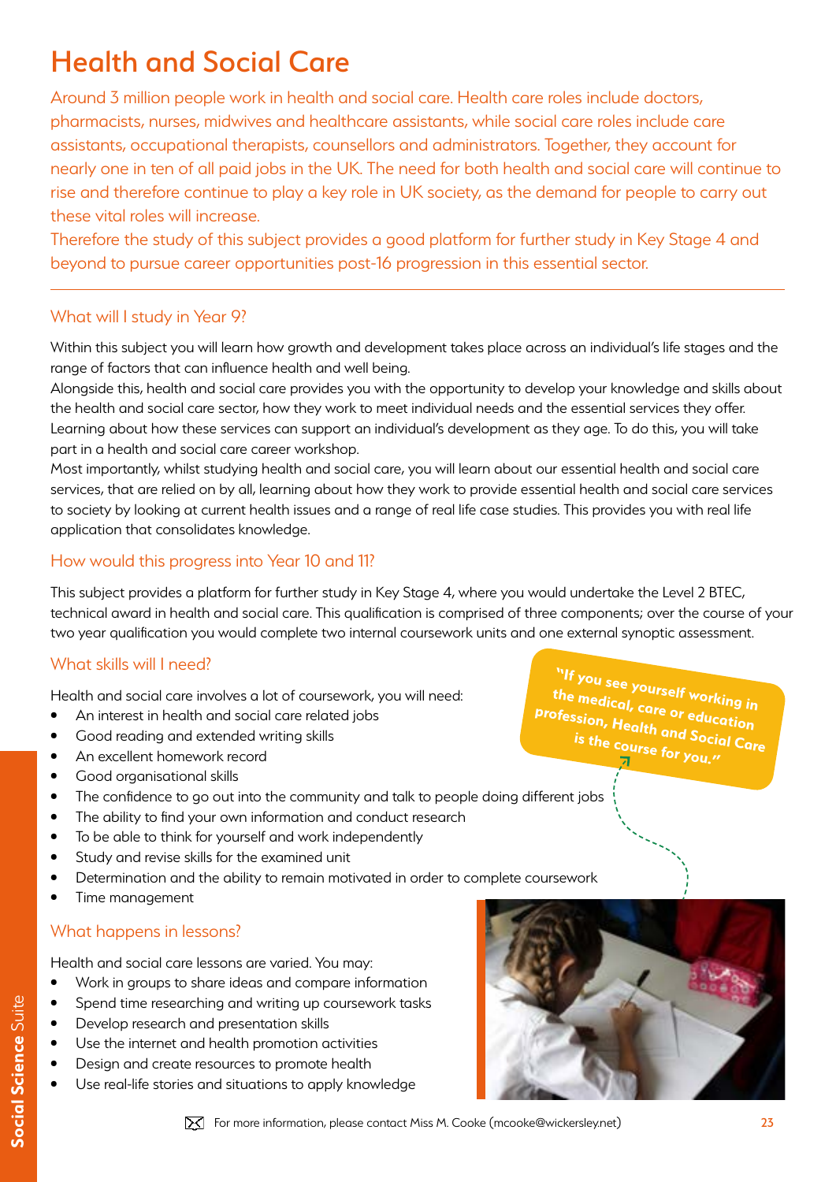# Health and Social Care

Around 3 million people work in health and social care. Health care roles include doctors, pharmacists, nurses, midwives and healthcare assistants, while social care roles include care assistants, occupational therapists, counsellors and administrators. Together, they account for nearly one in ten of all paid jobs in the UK. The need for both health and social care will continue to rise and therefore continue to play a key role in UK society, as the demand for people to carry out these vital roles will increase.

Therefore the study of this subject provides a good platform for further study in Key Stage 4 and beyond to pursue career opportunities post-16 progression in this essential sector.

## What will I study in Year 9?

Within this subject you will learn how growth and development takes place across an individual's life stages and the range of factors that can influence health and well being.

Alongside this, health and social care provides you with the opportunity to develop your knowledge and skills about the health and social care sector, how they work to meet individual needs and the essential services they offer. Learning about how these services can support an individual's development as they age. To do this, you will take part in a health and social care career workshop.

Most importantly, whilst studying health and social care, you will learn about our essential health and social care services, that are relied on by all, learning about how they work to provide essential health and social care services to society by looking at current health issues and a range of real life case studies. This provides you with real life application that consolidates knowledge.

## How would this progress into Year 10 and 11?

This subject provides a platform for further study in Key Stage 4, where you would undertake the Level 2 BTEC, technical award in health and social care. This qualification is comprised of three components; over the course of your two year qualification you would complete two internal coursework units and one external synoptic assessment.

## What skills will I need?

Health and social care involves a lot of coursework, you will need:

- An interest in health and social care related jobs
- Good reading and extended writing skills
- An excellent homework record
- Good organisational skills
- The confidence to go out into the community and talk to people doing different jobs
- The ability to find your own information and conduct research
- To be able to think for yourself and work independently
- Study and revise skills for the examined unit
- Determination and the ability to remain motivated in order to complete coursework
- Time management

**"If you see yourself working in the medical, care or education profession, Health and Social Care is the course for you."**

## What happens in lessons?

Health and social care lessons are varied. You may:

- Work in groups to share ideas and compare information
- Spend time researching and writing up coursework tasks
- Develop research and presentation skills
- Use the internet and health promotion activities
- Design and create resources to promote health
- Use real-life stories and situations to apply knowledge

For more information, please contact Miss M. Cooke (mcooke@wickersley.net)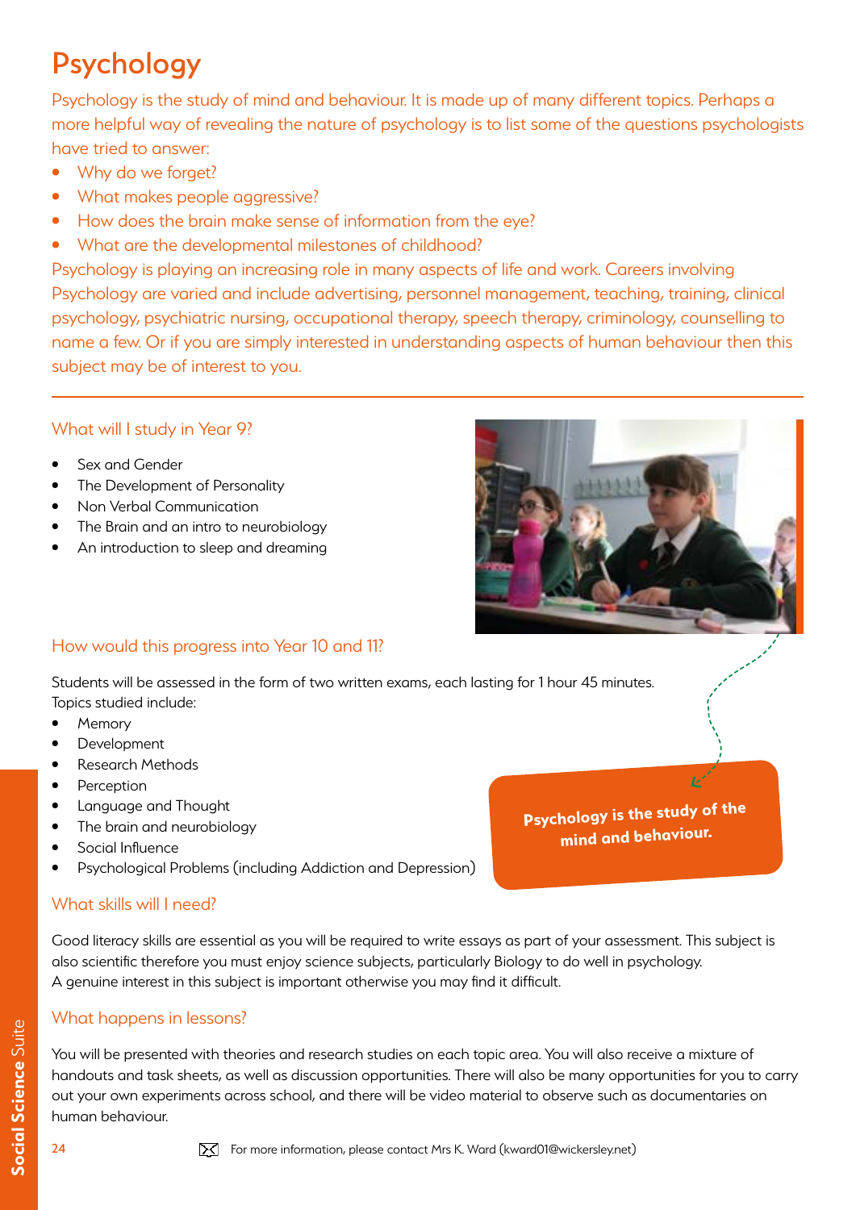# Psychology

Psychology is the study of mind and behaviour. It is made up of many different topics. Perhaps a more helpful way of revealing the nature of psychology is to list some of the questions psychologists have tried to answer:

- Why do we forget?
- What makes people aggressive?
- How does the brain make sense of information from the eye?
- What are the developmental milestones of childhood?

Psychology is playing an increasing role in many aspects of life and work. Careers involving Psychology are varied and include advertising, personnel management, teaching, training, clinical psychology, psychiatric nursing, occupational therapy, speech therapy, criminology, counselling to name a few. Or if you are simply interested in understanding aspects of human behaviour then this subject may be of interest to you.

## What will I study in Year 9?

- Sex and Gender
- The Development of Personality
- Non Verbal Communication
- The Brain and an intro to neurobiology
- An introduction to sleep and dreaming

## How would this progress into Year 10 and 11?

Students will be assessed in the form of two written exams, each lasting for 1 hour 45 minutes.
Topics studied include:

- Memory
- Development
- Research Methods
- Perception
- Language and Thought
- The brain and neurobiology
- Social Influence
- Psychological Problems (including Addiction and Depression)

**Psychology is the study of the mind and behaviour.**

## What skills will I need?

Good literacy skills are essential as you will be required to write essays as part of your assessment. This subject is also scientific therefore you must enjoy science subjects, particularly Biology to do well in psychology.
A genuine interest in this subject is important otherwise you may find it difficult.

## What happens in lessons?

You will be presented with theories and research studies on each topic area. You will also receive a mixture of handouts and task sheets, as well as discussion opportunities. There will also be many opportunities for you to carry out your own experiments across school, and there will be video material to observe such as documentaries on human behaviour.

For more information, please contact Mrs K. Ward (kward01@wickersley.net)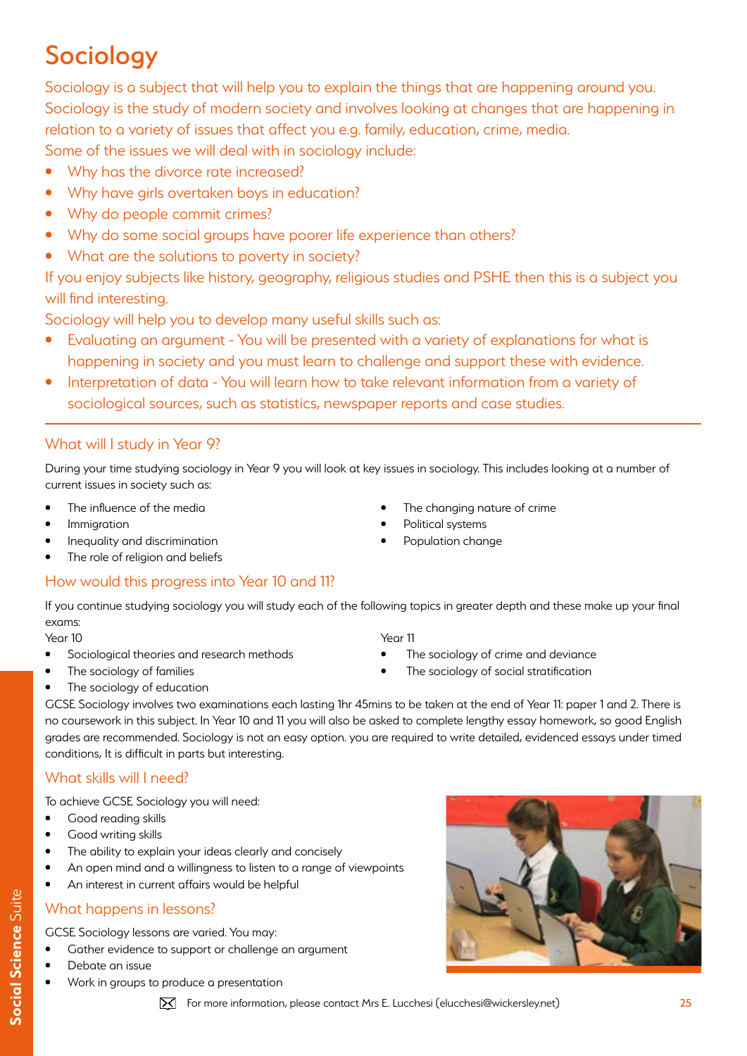# Sociology

Sociology is a subject that will help you to explain the things that are happening around you. Sociology is the study of modern society and involves looking at changes that are happening in relation to a variety of issues that affect you e.g. family, education, crime, media.

Some of the issues we will deal with in sociology include:

- Why has the divorce rate increased?
- Why have girls overtaken boys in education?
- Why do people commit crimes?
- Why do some social groups have poorer life experience than others?
- What are the solutions to poverty in society?

If you enjoy subjects like history, geography, religious studies and PSHE then this is a subject you will find interesting.

Sociology will help you to develop many useful skills such as:

- Evaluating an argument - You will be presented with a variety of explanations for what is happening in society and you must learn to challenge and support these with evidence.
- Interpretation of data - You will learn how to take relevant information from a variety of sociological sources, such as statistics, newspaper reports and case studies.

## What will I study in Year 9?

During your time studying sociology in Year 9 you will look at key issues in sociology. This includes looking at a number of current issues in society such as:

- The influence of the media
- Immigration
- Inequality and discrimination
- The role of religion and beliefs
- The changing nature of crime
- Political systems
- Population change

## How would this progress into Year 10 and 11?

If you continue studying sociology you will study each of the following topics in greater depth and these make up your final exams:

Year 10

- Sociological theories and research methods
- The sociology of families
- The sociology of education

Year 11

- The sociology of crime and deviance
- The sociology of social stratification

GCSE Sociology involves two examinations each lasting 1hr 45mins to be taken at the end of Year 11: paper 1 and 2. There is no coursework in this subject. In Year 10 and 11 you will also be asked to complete lengthy essay homework, so good English grades are recommended. Sociology is not an easy option. you are required to write detailed, evidenced essays under timed conditions, It is difficult in parts but interesting.

## What skills will I need?

To achieve GCSE Sociology you will need:

- Good reading skills
- Good writing skills
- The ability to explain your ideas clearly and concisely
- An open mind and a willingness to listen to a range of viewpoints
- An interest in current affairs would be helpful

## What happens in lessons?

GCSE Sociology lessons are varied. You may:

- Gather evidence to support or challenge an argument
- Debate an issue
- Work in groups to produce a presentation

For more information, please contact Mrs E. Lucchesi (elucchesi@wickersley.net)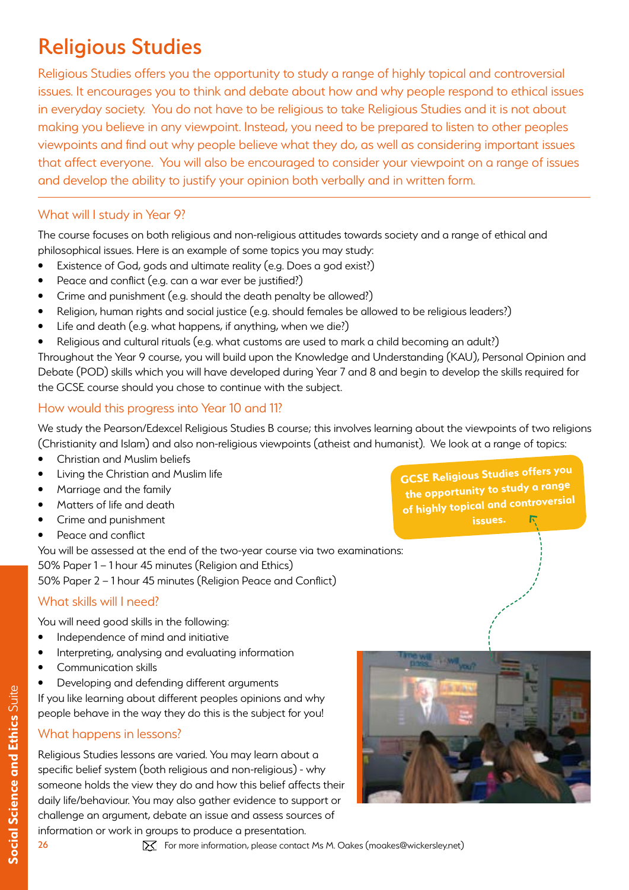# Religious Studies

Religious Studies offers you the opportunity to study a range of highly topical and controversial issues. It encourages you to think and debate about how and why people respond to ethical issues in everyday society. You do not have to be religious to take Religious Studies and it is not about making you believe in any viewpoint. Instead, you need to be prepared to listen to other peoples viewpoints and find out why people believe what they do, as well as considering important issues that affect everyone. You will also be encouraged to consider your viewpoint on a range of issues and develop the ability to justify your opinion both verbally and in written form.

## What will I study in Year 9?

The course focuses on both religious and non-religious attitudes towards society and a range of ethical and philosophical issues. Here is an example of some topics you may study:

- Existence of God, gods and ultimate reality (e.g. Does a god exist?)
- Peace and conflict (e.g. can a war ever be justified?)
- Crime and punishment (e.g. should the death penalty be allowed?)
- Religion, human rights and social justice (e.g. should females be allowed to be religious leaders?)
- Life and death (e.g. what happens, if anything, when we die?)
- Religious and cultural rituals (e.g. what customs are used to mark a child becoming an adult?)

Throughout the Year 9 course, you will build upon the Knowledge and Understanding (KAU), Personal Opinion and Debate (POD) skills which you will have developed during Year 7 and 8 and begin to develop the skills required for the GCSE course should you chose to continue with the subject.

## How would this progress into Year 10 and 11?

We study the Pearson/Edexcel Religious Studies B course; this involves learning about the viewpoints of two religions (Christianity and Islam) and also non-religious viewpoints (atheist and humanist). We look at a range of topics:

- Christian and Muslim beliefs
- Living the Christian and Muslim life
- Marriage and the family
- Matters of life and death
- Crime and punishment
- Peace and conflict

You will be assessed at the end of the two-year course via two examinations:
50% Paper 1 – 1 hour 45 minutes (Religion and Ethics)
50% Paper 2 – 1 hour 45 minutes (Religion Peace and Conflict)

**GCSE Religious Studies offers you the opportunity to study a range of highly topical and controversial issues.**

## What skills will I need?

You will need good skills in the following:

- Independence of mind and initiative
- Interpreting, analysing and evaluating information
- Communication skills
- Developing and defending different arguments

If you like learning about different peoples opinions and why people behave in the way they do this is the subject for you!

## What happens in lessons?

Religious Studies lessons are varied. You may learn about a specific belief system (both religious and non-religious) - why someone holds the view they do and how this belief affects their daily life/behaviour. You may also gather evidence to support or challenge an argument, debate an issue and assess sources of information or work in groups to produce a presentation.

For more information, please contact Ms M. Oakes (moakes@wickersley.net)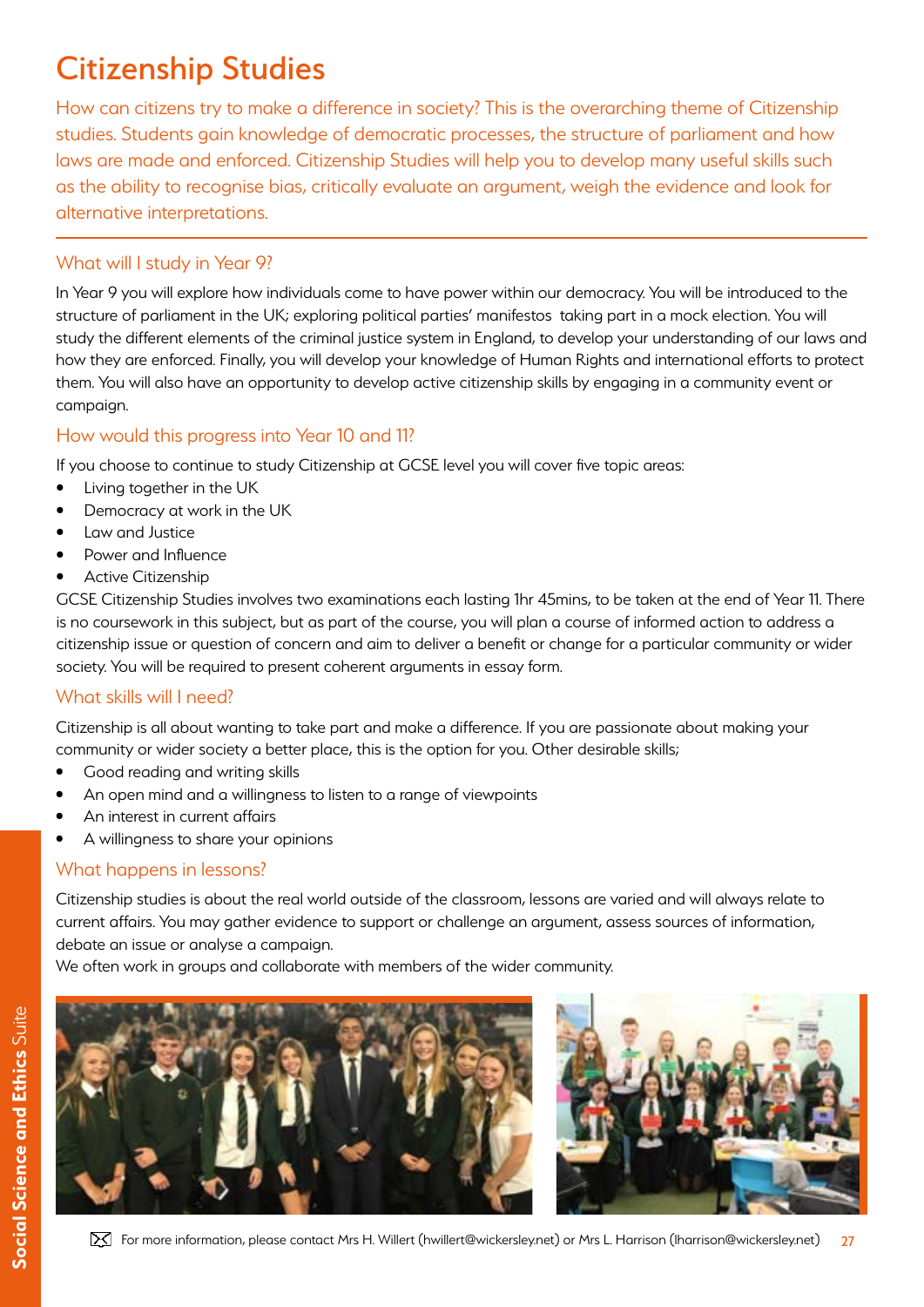# Citizenship Studies

How can citizens try to make a difference in society? This is the overarching theme of Citizenship studies. Students gain knowledge of democratic processes, the structure of parliament and how laws are made and enforced. Citizenship Studies will help you to develop many useful skills such as the ability to recognise bias, critically evaluate an argument, weigh the evidence and look for alternative interpretations.

## What will I study in Year 9?

In Year 9 you will explore how individuals come to have power within our democracy. You will be introduced to the structure of parliament in the UK; exploring political parties' manifestos taking part in a mock election. You will study the different elements of the criminal justice system in England, to develop your understanding of our laws and how they are enforced. Finally, you will develop your knowledge of Human Rights and international efforts to protect them. You will also have an opportunity to develop active citizenship skills by engaging in a community event or campaign.

## How would this progress into Year 10 and 11?

If you choose to continue to study Citizenship at GCSE level you will cover five topic areas:

- Living together in the UK
- Democracy at work in the UK
- Law and Justice
- Power and Influence
- Active Citizenship

GCSE Citizenship Studies involves two examinations each lasting 1hr 45mins, to be taken at the end of Year 11. There is no coursework in this subject, but as part of the course, you will plan a course of informed action to address a citizenship issue or question of concern and aim to deliver a benefit or change for a particular community or wider society. You will be required to present coherent arguments in essay form.

## What skills will I need?

Citizenship is all about wanting to take part and make a difference. If you are passionate about making your community or wider society a better place, this is the option for you. Other desirable skills;

- Good reading and writing skills
- An open mind and a willingness to listen to a range of viewpoints
- An interest in current affairs
- A willingness to share your opinions

## What happens in lessons?

Citizenship studies is about the real world outside of the classroom, lessons are varied and will always relate to current affairs. You may gather evidence to support or challenge an argument, assess sources of information, debate an issue or analyse a campaign.

We often work in groups and collaborate with members of the wider community.

For more information, please contact Mrs H. Willert (hwillert@wickersley.net) or Mrs L. Harrison (lharrison@wickersley.net)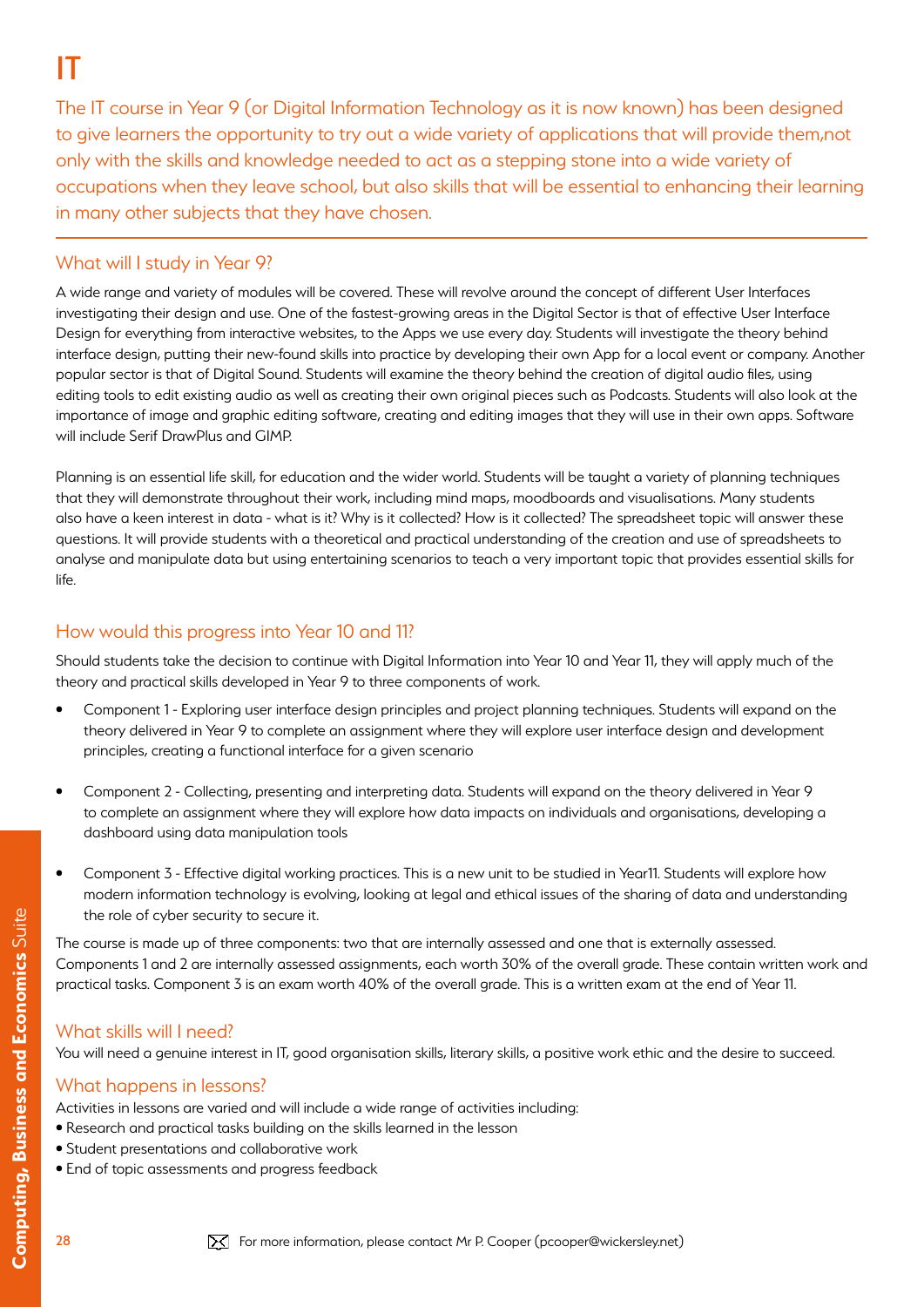# IT

The IT course in Year 9 (or Digital Information Technology as it is now known) has been designed to give learners the opportunity to try out a wide variety of applications that will provide them,not only with the skills and knowledge needed to act as a stepping stone into a wide variety of occupations when they leave school, but also skills that will be essential to enhancing their learning in many other subjects that they have chosen.

## What will I study in Year 9?

A wide range and variety of modules will be covered. These will revolve around the concept of different User Interfaces investigating their design and use. One of the fastest-growing areas in the Digital Sector is that of effective User Interface Design for everything from interactive websites, to the Apps we use every day. Students will investigate the theory behind interface design, putting their new-found skills into practice by developing their own App for a local event or company. Another popular sector is that of Digital Sound. Students will examine the theory behind the creation of digital audio files, using editing tools to edit existing audio as well as creating their own original pieces such as Podcasts. Students will also look at the importance of image and graphic editing software, creating and editing images that they will use in their own apps. Software will include Serif DrawPlus and GIMP.

Planning is an essential life skill, for education and the wider world. Students will be taught a variety of planning techniques that they will demonstrate throughout their work, including mind maps, moodboards and visualisations. Many students also have a keen interest in data - what is it? Why is it collected? How is it collected? The spreadsheet topic will answer these questions. It will provide students with a theoretical and practical understanding of the creation and use of spreadsheets to analyse and manipulate data but using entertaining scenarios to teach a very important topic that provides essential skills for life.

## How would this progress into Year 10 and 11?

Should students take the decision to continue with Digital Information into Year 10 and Year 11, they will apply much of the theory and practical skills developed in Year 9 to three components of work.

- Component 1 - Exploring user interface design principles and project planning techniques. Students will expand on the theory delivered in Year 9 to complete an assignment where they will explore user interface design and development principles, creating a functional interface for a given scenario
- Component 2 - Collecting, presenting and interpreting data. Students will expand on the theory delivered in Year 9 to complete an assignment where they will explore how data impacts on individuals and organisations, developing a dashboard using data manipulation tools
- Component 3 - Effective digital working practices. This is a new unit to be studied in Year11. Students will explore how modern information technology is evolving, looking at legal and ethical issues of the sharing of data and understanding the role of cyber security to secure it.

The course is made up of three components: two that are internally assessed and one that is externally assessed. Components 1 and 2 are internally assessed assignments, each worth 30% of the overall grade. These contain written work and practical tasks. Component 3 is an exam worth 40% of the overall grade. This is a written exam at the end of Year 11.

## What skills will I need?

You will need a genuine interest in IT, good organisation skills, literary skills, a positive work ethic and the desire to succeed.

## What happens in lessons?

Activities in lessons are varied and will include a wide range of activities including:

- Research and practical tasks building on the skills learned in the lesson
- Student presentations and collaborative work
- End of topic assessments and progress feedback

For more information, please contact Mr P. Cooper (pcooper@wickersley.net)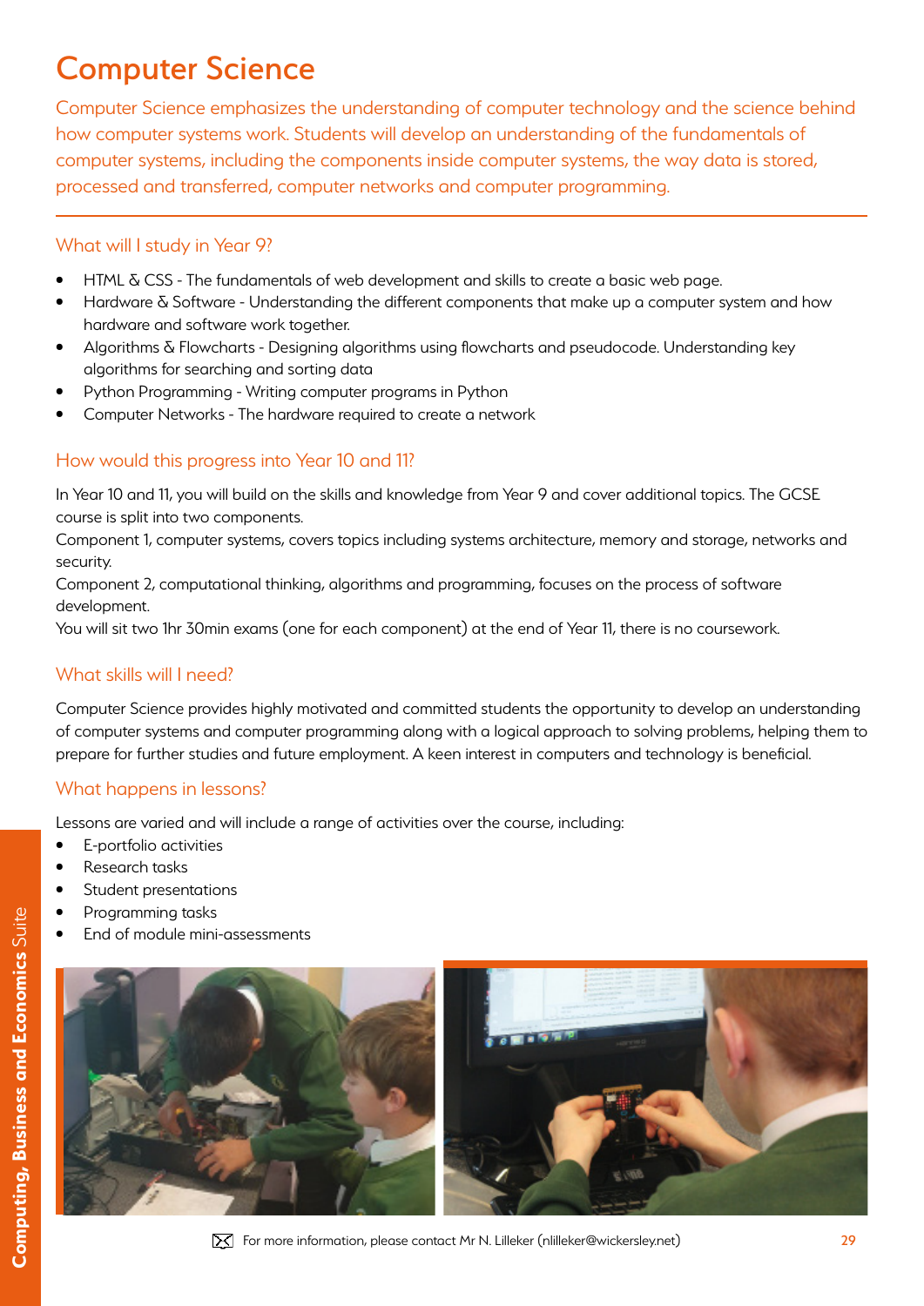# Computer Science

Computer Science emphasizes the understanding of computer technology and the science behind how computer systems work. Students will develop an understanding of the fundamentals of computer systems, including the components inside computer systems, the way data is stored, processed and transferred, computer networks and computer programming.

## What will I study in Year 9?

- HTML & CSS - The fundamentals of web development and skills to create a basic web page.
- Hardware & Software - Understanding the different components that make up a computer system and how hardware and software work together.
- Algorithms & Flowcharts - Designing algorithms using flowcharts and pseudocode. Understanding key algorithms for searching and sorting data
- Python Programming - Writing computer programs in Python
- Computer Networks - The hardware required to create a network

## How would this progress into Year 10 and 11?

In Year 10 and 11, you will build on the skills and knowledge from Year 9 and cover additional topics. The GCSE course is split into two components.

Component 1, computer systems, covers topics including systems architecture, memory and storage, networks and security.

Component 2, computational thinking, algorithms and programming, focuses on the process of software development.

You will sit two 1hr 30min exams (one for each component) at the end of Year 11, there is no coursework.

## What skills will I need?

Computer Science provides highly motivated and committed students the opportunity to develop an understanding of computer systems and computer programming along with a logical approach to solving problems, helping them to prepare for further studies and future employment. A keen interest in computers and technology is beneficial.

## What happens in lessons?

Lessons are varied and will include a range of activities over the course, including:

- E-portfolio activities
- Research tasks
- Student presentations
- Programming tasks
- End of module mini-assessments

For more information, please contact Mr N. Lilleker (nlilleker@wickersley.net)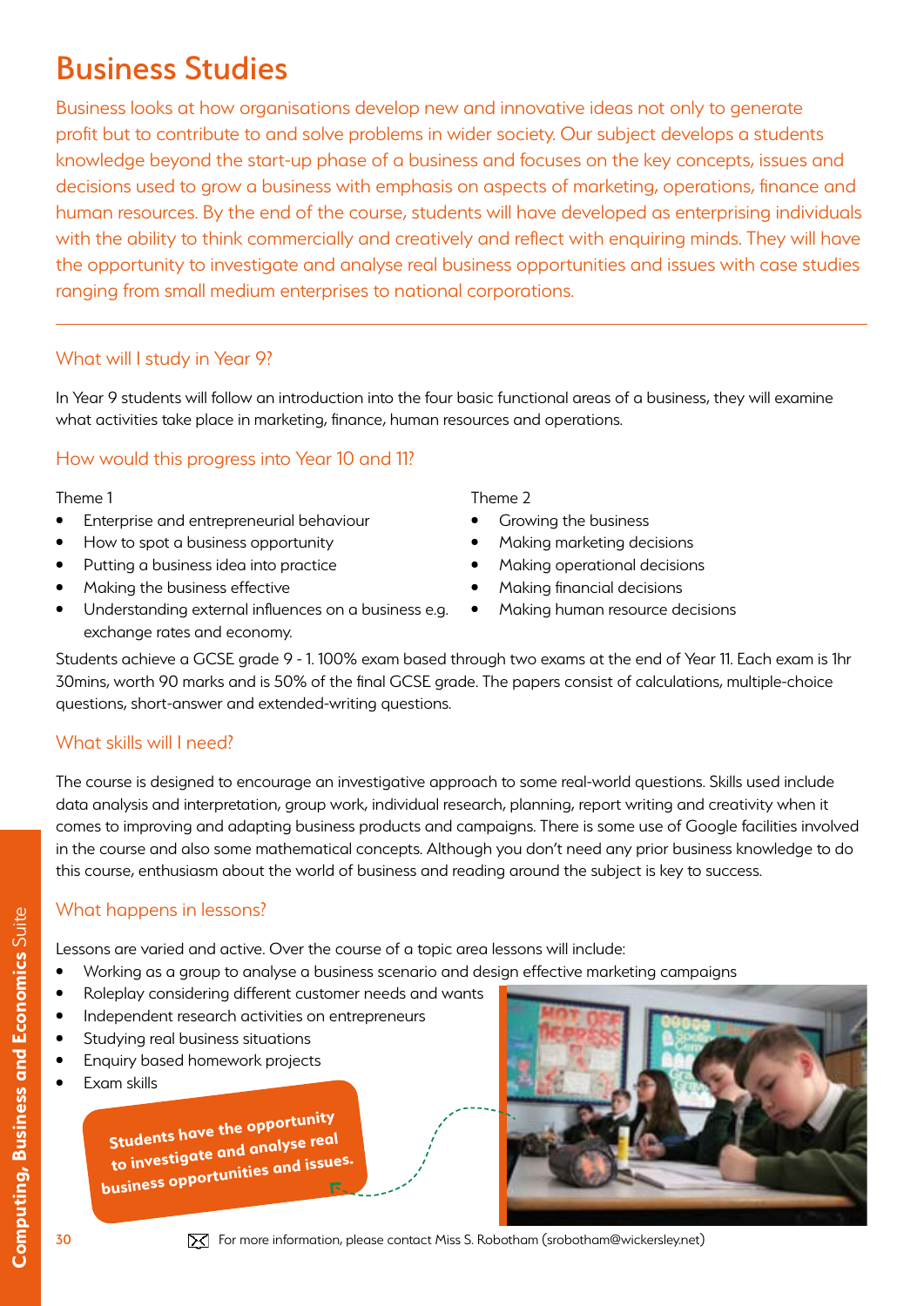# Business Studies

Business looks at how organisations develop new and innovative ideas not only to generate profit but to contribute to and solve problems in wider society. Our subject develops a students knowledge beyond the start-up phase of a business and focuses on the key concepts, issues and decisions used to grow a business with emphasis on aspects of marketing, operations, finance and human resources. By the end of the course, students will have developed as enterprising individuals with the ability to think commercially and creatively and reflect with enquiring minds. They will have the opportunity to investigate and analyse real business opportunities and issues with case studies ranging from small medium enterprises to national corporations.

## What will I study in Year 9?

In Year 9 students will follow an introduction into the four basic functional areas of a business, they will examine what activities take place in marketing, finance, human resources and operations.

## How would this progress into Year 10 and 11?

Theme 1

- Enterprise and entrepreneurial behaviour
- How to spot a business opportunity
- Putting a business idea into practice
- Making the business effective
- Understanding external influences on a business e.g. exchange rates and economy.

Theme 2

- Growing the business
- Making marketing decisions
- Making operational decisions
- Making financial decisions
- Making human resource decisions

Students achieve a GCSE grade 9 - 1. 100% exam based through two exams at the end of Year 11. Each exam is 1hr 30mins, worth 90 marks and is 50% of the final GCSE grade. The papers consist of calculations, multiple-choice questions, short-answer and extended-writing questions.

## What skills will I need?

The course is designed to encourage an investigative approach to some real-world questions. Skills used include data analysis and interpretation, group work, individual research, planning, report writing and creativity when it comes to improving and adapting business products and campaigns. There is some use of Google facilities involved in the course and also some mathematical concepts. Although you don't need any prior business knowledge to do this course, enthusiasm about the world of business and reading around the subject is key to success.

## What happens in lessons?

Lessons are varied and active. Over the course of a topic area lessons will include:

- Working as a group to analyse a business scenario and design effective marketing campaigns
- Roleplay considering different customer needs and wants
- Independent research activities on entrepreneurs
- Studying real business situations
- Enquiry based homework projects
- Exam skills

**Students have the opportunity to investigate and analyse real business opportunities and issues.**

For more information, please contact Miss S. Robotham (srobotham@wickersley.net)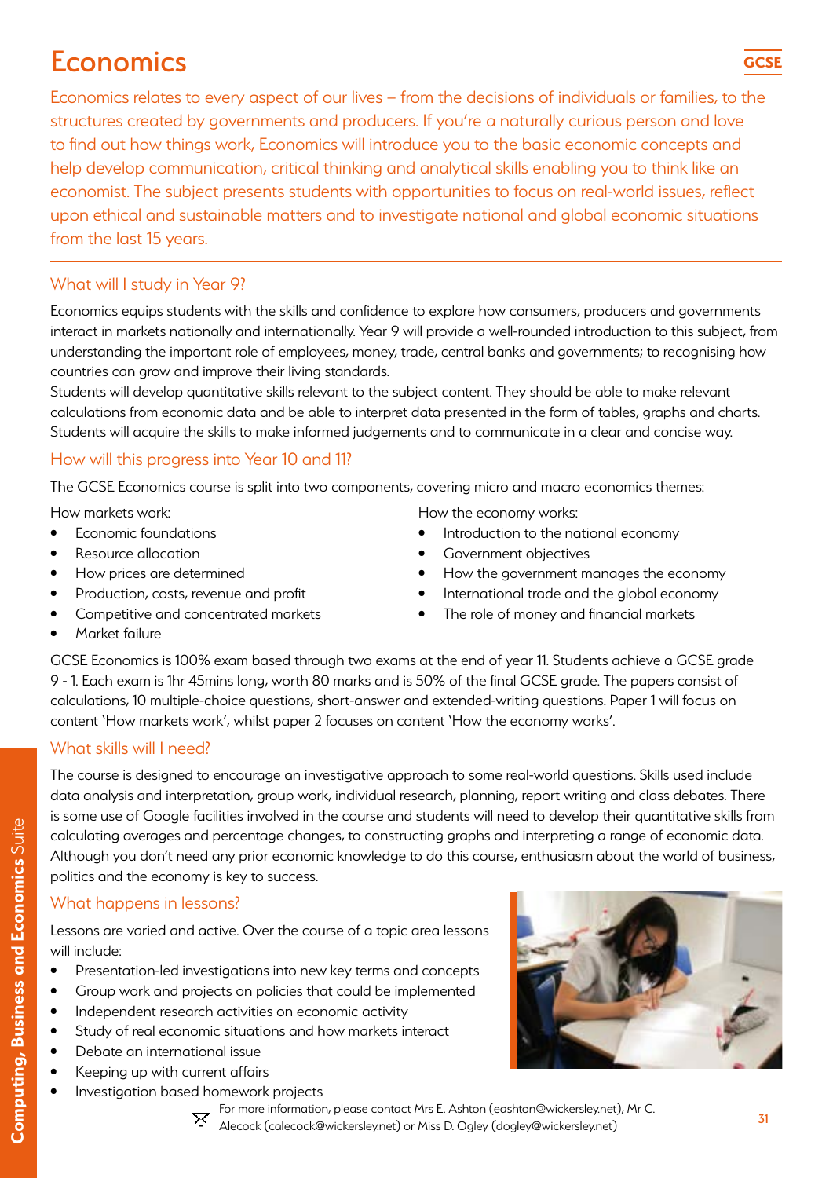# Economics

GCSE

Economics relates to every aspect of our lives – from the decisions of individuals or families, to the structures created by governments and producers. If you're a naturally curious person and love to find out how things work, Economics will introduce you to the basic economic concepts and help develop communication, critical thinking and analytical skills enabling you to think like an economist. The subject presents students with opportunities to focus on real-world issues, reflect upon ethical and sustainable matters and to investigate national and global economic situations from the last 15 years.

## What will I study in Year 9?

Economics equips students with the skills and confidence to explore how consumers, producers and governments interact in markets nationally and internationally. Year 9 will provide a well-rounded introduction to this subject, from understanding the important role of employees, money, trade, central banks and governments; to recognising how countries can grow and improve their living standards.

Students will develop quantitative skills relevant to the subject content. They should be able to make relevant calculations from economic data and be able to interpret data presented in the form of tables, graphs and charts. Students will acquire the skills to make informed judgements and to communicate in a clear and concise way.

## How will this progress into Year 10 and 11?

The GCSE Economics course is split into two components, covering micro and macro economics themes:

How markets work:

- Economic foundations
- Resource allocation
- How prices are determined
- Production, costs, revenue and profit
- Competitive and concentrated markets
- Market failure

How the economy works:

- Introduction to the national economy
- Government objectives
- How the government manages the economy
- International trade and the global economy
- The role of money and financial markets

GCSE Economics is 100% exam based through two exams at the end of year 11. Students achieve a GCSE grade 9 - 1. Each exam is 1hr 45mins long, worth 80 marks and is 50% of the final GCSE grade. The papers consist of calculations, 10 multiple-choice questions, short-answer and extended-writing questions. Paper 1 will focus on content 'How markets work', whilst paper 2 focuses on content 'How the economy works'.

## What skills will I need?

The course is designed to encourage an investigative approach to some real-world questions. Skills used include data analysis and interpretation, group work, individual research, planning, report writing and class debates. There is some use of Google facilities involved in the course and students will need to develop their quantitative skills from calculating averages and percentage changes, to constructing graphs and interpreting a range of economic data. Although you don't need any prior economic knowledge to do this course, enthusiasm about the world of business, politics and the economy is key to success.

## What happens in lessons?

Lessons are varied and active. Over the course of a topic area lessons will include:

- Presentation-led investigations into new key terms and concepts
- Group work and projects on policies that could be implemented
- Independent research activities on economic activity
- Study of real economic situations and how markets interact
- Debate an international issue
- Keeping up with current affairs
- Investigation based homework projects

For more information, please contact Mrs E. Ashton (eashton@wickersley.net), Mr C. Alecock (calecock@wickersley.net) or Miss D. Ogley (dogley@wickersley.net)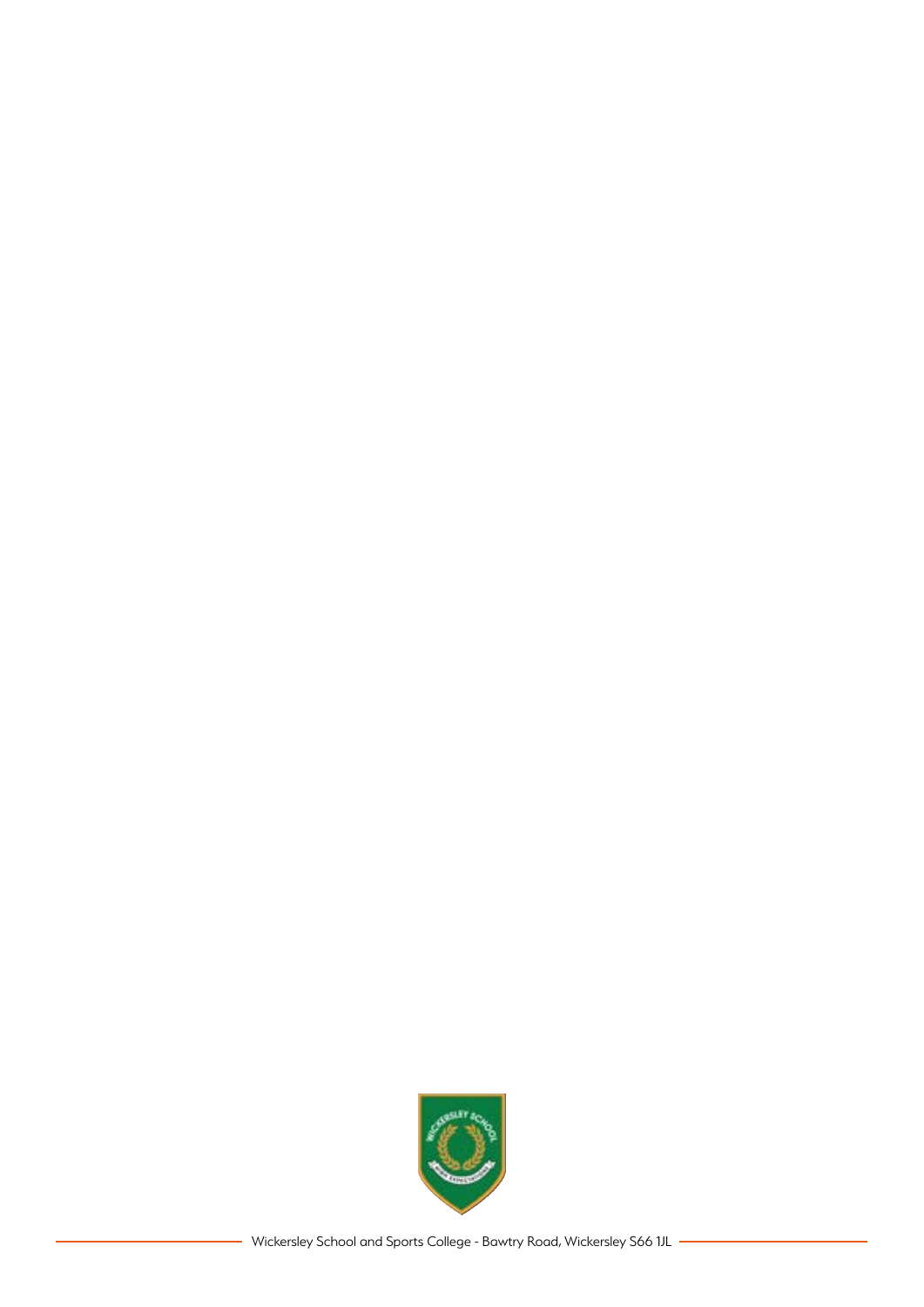Wickersley School and Sports College - Bawtry Road, Wickersley S66 1JL